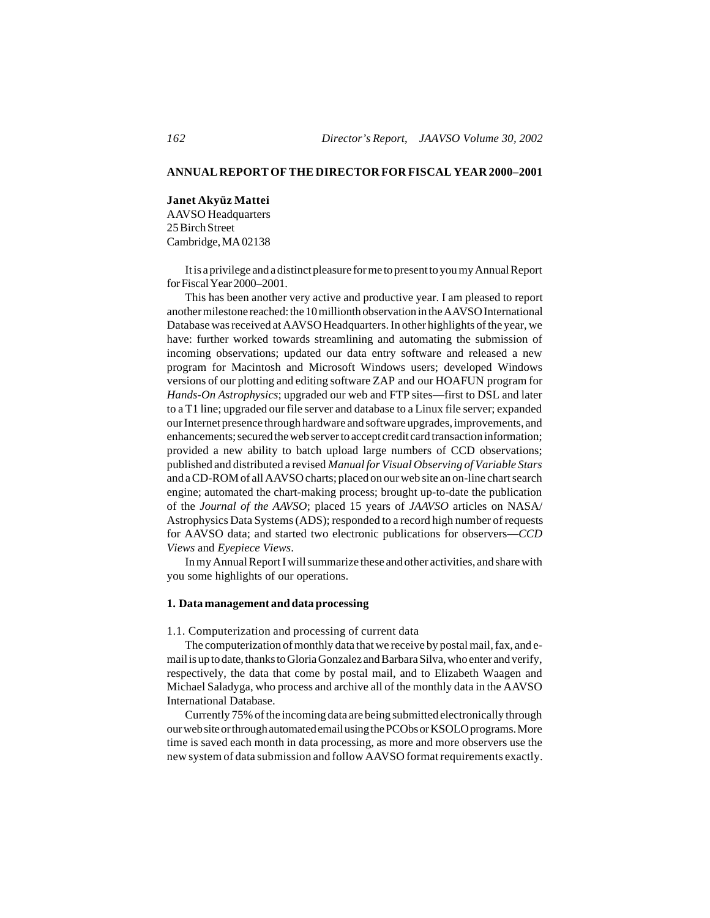# ANNUAL REPORT OF THE DIRECTOR FOR FISCAL YEAR 2000–2001

**Janet Akyüz Mattei**
AAVSO Headquarters
25 Birch Street
Cambridge, MA 02138

It is a privilege and a distinct pleasure for me to present to you my Annual Report for Fiscal Year 2000–2001.

This has been another very active and productive year. I am pleased to report another milestone reached: the 10 millionth observation in the AAVSO International Database was received at AAVSO Headquarters. In other highlights of the year, we have: further worked towards streamlining and automating the submission of incoming observations; updated our data entry software and released a new program for Macintosh and Microsoft Windows users; developed Windows versions of our plotting and editing software ZAP and our HOAFUN program for *Hands-On Astrophysics*; upgraded our web and FTP sites—first to DSL and later to a T1 line; upgraded our file server and database to a Linux file server; expanded our Internet presence through hardware and software upgrades, improvements, and enhancements; secured the web server to accept credit card transaction information; provided a new ability to batch upload large numbers of CCD observations; published and distributed a revised *Manual for Visual Observing of Variable Stars* and a CD-ROM of all AAVSO charts; placed on our web site an on-line chart search engine; automated the chart-making process; brought up-to-date the publication of the *Journal of the AAVSO*; placed 15 years of *JAAVSO* articles on NASA/Astrophysics Data Systems (ADS); responded to a record high number of requests for AAVSO data; and started two electronic publications for observers—*CCD Views* and *Eyepiece Views*.

In my Annual Report I will summarize these and other activities, and share with you some highlights of our operations.

## 1. Data management and data processing

### 1.1. Computerization and processing of current data

The computerization of monthly data that we receive by postal mail, fax, and e-mail is up to date, thanks to Gloria Gonzalez and Barbara Silva, who enter and verify, respectively, the data that come by postal mail, and to Elizabeth Waagen and Michael Saladyga, who process and archive all of the monthly data in the AAVSO International Database.

Currently 75% of the incoming data are being submitted electronically through our web site or through automated email using the PCObs or KSOLO programs. More time is saved each month in data processing, as more and more observers use the new system of data submission and follow AAVSO format requirements exactly.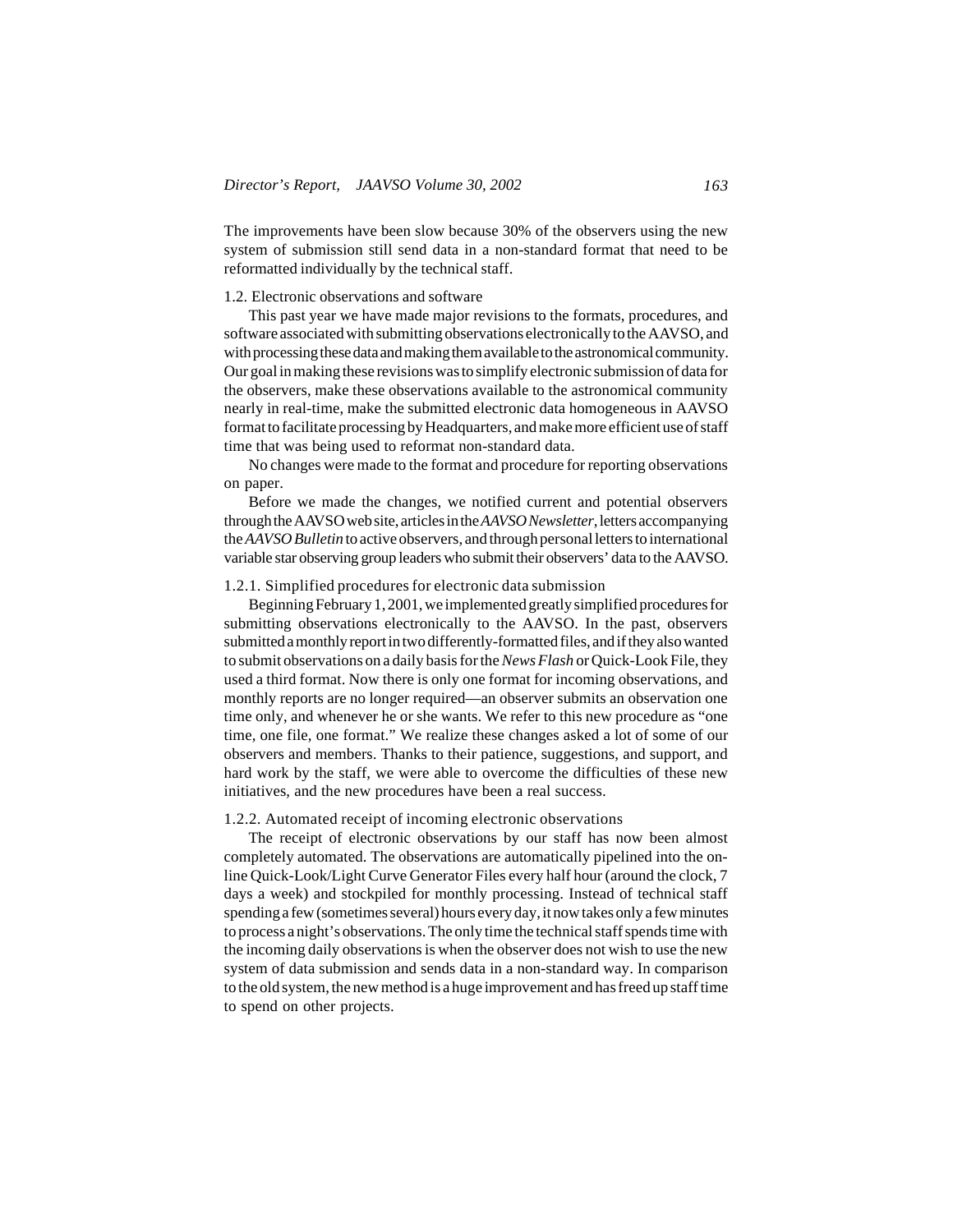The improvements have been slow because 30% of the observers using the new system of submission still send data in a non-standard format that need to be reformatted individually by the technical staff.

### 1.2. Electronic observations and software

This past year we have made major revisions to the formats, procedures, and software associated with submitting observations electronically to the AAVSO, and with processing these data and making them available to the astronomical community. Our goal in making these revisions was to simplify electronic submission of data for the observers, make these observations available to the astronomical community nearly in real-time, make the submitted electronic data homogeneous in AAVSO format to facilitate processing by Headquarters, and make more efficient use of staff time that was being used to reformat non-standard data.

No changes were made to the format and procedure for reporting observations on paper.

Before we made the changes, we notified current and potential observers through the AAVSO web site, articles in the *AAVSO Newsletter*, letters accompanying the *AAVSO Bulletin* to active observers, and through personal letters to international variable star observing group leaders who submit their observers' data to the AAVSO.

#### 1.2.1. Simplified procedures for electronic data submission

Beginning February 1, 2001, we implemented greatly simplified procedures for submitting observations electronically to the AAVSO. In the past, observers submitted a monthly report in two differently-formatted files, and if they also wanted to submit observations on a daily basis for the *News Flash* or Quick-Look File, they used a third format. Now there is only one format for incoming observations, and monthly reports are no longer required—an observer submits an observation one time only, and whenever he or she wants. We refer to this new procedure as "one time, one file, one format." We realize these changes asked a lot of some of our observers and members. Thanks to their patience, suggestions, and support, and hard work by the staff, we were able to overcome the difficulties of these new initiatives, and the new procedures have been a real success.

#### 1.2.2. Automated receipt of incoming electronic observations

The receipt of electronic observations by our staff has now been almost completely automated. The observations are automatically pipelined into the on-line Quick-Look/Light Curve Generator Files every half hour (around the clock, 7 days a week) and stockpiled for monthly processing. Instead of technical staff spending a few (sometimes several) hours every day, it now takes only a few minutes to process a night's observations. The only time the technical staff spends time with the incoming daily observations is when the observer does not wish to use the new system of data submission and sends data in a non-standard way. In comparison to the old system, the new method is a huge improvement and has freed up staff time to spend on other projects.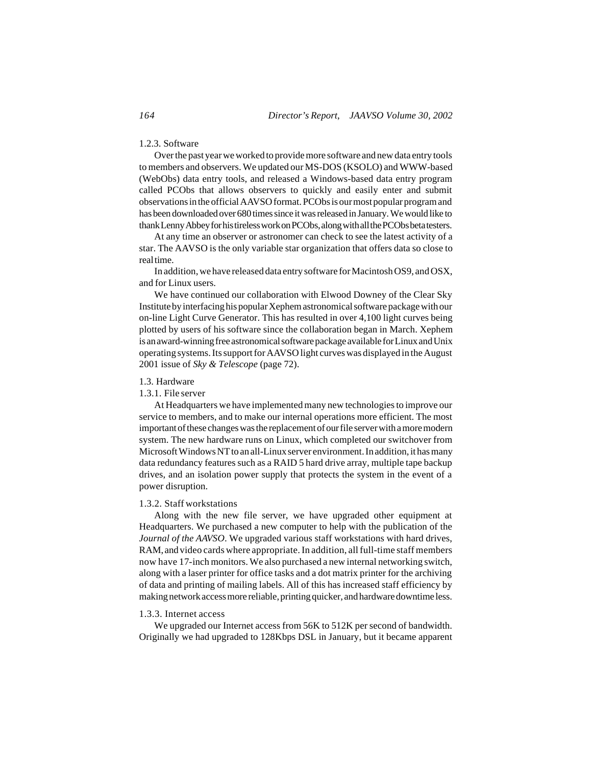### 1.2.3. Software

Over the past year we worked to provide more software and new data entry tools to members and observers. We updated our MS-DOS (KSOLO) and WWW-based (WebObs) data entry tools, and released a Windows-based data entry program called PCObs that allows observers to quickly and easily enter and submit observations in the official AAVSO format. PCObs is our most popular program and has been downloaded over 680 times since it was released in January. We would like to thank Lenny Abbey for his tireless work on PCObs, along with all the PCObs beta testers.

At any time an observer or astronomer can check to see the latest activity of a star. The AAVSO is the only variable star organization that offers data so close to real time.

In addition, we have released data entry software for Macintosh OS9, and OSX, and for Linux users.

We have continued our collaboration with Elwood Downey of the Clear Sky Institute by interfacing his popular Xephem astronomical software package with our on-line Light Curve Generator. This has resulted in over 4,100 light curves being plotted by users of his software since the collaboration began in March. Xephem is an award-winning free astronomical software package available for Linux and Unix operating systems. Its support for AAVSO light curves was displayed in the August 2001 issue of *Sky & Telescope* (page 72).

## 1.3. Hardware

### 1.3.1. File server

At Headquarters we have implemented many new technologies to improve our service to members, and to make our internal operations more efficient. The most important of these changes was the replacement of our file server with a more modern system. The new hardware runs on Linux, which completed our switchover from Microsoft Windows NT to an all-Linux server environment. In addition, it has many data redundancy features such as a RAID 5 hard drive array, multiple tape backup drives, and an isolation power supply that protects the system in the event of a power disruption.

### 1.3.2. Staff workstations

Along with the new file server, we have upgraded other equipment at Headquarters. We purchased a new computer to help with the publication of the *Journal of the AAVSO*. We upgraded various staff workstations with hard drives, RAM, and video cards where appropriate. In addition, all full-time staff members now have 17-inch monitors. We also purchased a new internal networking switch, along with a laser printer for office tasks and a dot matrix printer for the archiving of data and printing of mailing labels. All of this has increased staff efficiency by making network access more reliable, printing quicker, and hardware downtime less.

### 1.3.3. Internet access

We upgraded our Internet access from 56K to 512K per second of bandwidth. Originally we had upgraded to 128Kbps DSL in January, but it became apparent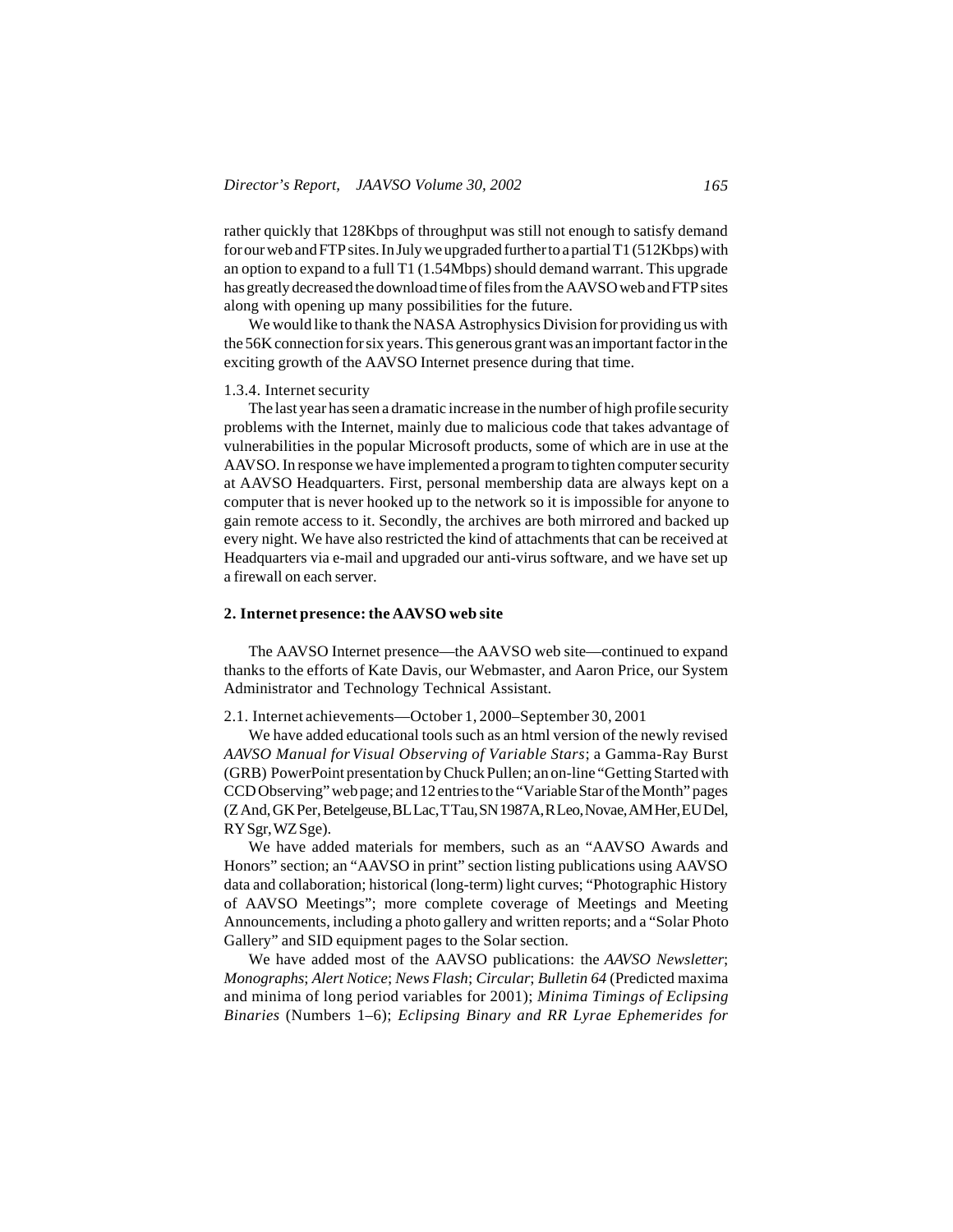rather quickly that 128Kbps of throughput was still not enough to satisfy demand for our web and FTP sites. In July we upgraded further to a partial T1 (512Kbps) with an option to expand to a full T1 (1.54Mbps) should demand warrant. This upgrade has greatly decreased the download time of files from the AAVSO web and FTP sites along with opening up many possibilities for the future.

We would like to thank the NASA Astrophysics Division for providing us with the 56K connection for six years. This generous grant was an important factor in the exciting growth of the AAVSO Internet presence during that time.

1.3.4. Internet security

The last year has seen a dramatic increase in the number of high profile security problems with the Internet, mainly due to malicious code that takes advantage of vulnerabilities in the popular Microsoft products, some of which are in use at the AAVSO. In response we have implemented a program to tighten computer security at AAVSO Headquarters. First, personal membership data are always kept on a computer that is never hooked up to the network so it is impossible for anyone to gain remote access to it. Secondly, the archives are both mirrored and backed up every night. We have also restricted the kind of attachments that can be received at Headquarters via e-mail and upgraded our anti-virus software, and we have set up a firewall on each server.

## 2. Internet presence: the AAVSO web site

The AAVSO Internet presence—the AAVSO web site—continued to expand thanks to the efforts of Kate Davis, our Webmaster, and Aaron Price, our System Administrator and Technology Technical Assistant.

2.1. Internet achievements—October 1, 2000–September 30, 2001

We have added educational tools such as an html version of the newly revised *AAVSO Manual for Visual Observing of Variable Stars*; a Gamma-Ray Burst (GRB) PowerPoint presentation by Chuck Pullen; an on-line "Getting Started with CCD Observing" web page; and 12 entries to the "Variable Star of the Month" pages (Z And, GK Per, Betelgeuse, BL Lac, T Tau, SN 1987A, R Leo, Novae, AM Her, EU Del, RY Sgr, WZ Sge).

We have added materials for members, such as an "AAVSO Awards and Honors" section; an "AAVSO in print" section listing publications using AAVSO data and collaboration; historical (long-term) light curves; "Photographic History of AAVSO Meetings"; more complete coverage of Meetings and Meeting Announcements, including a photo gallery and written reports; and a "Solar Photo Gallery" and SID equipment pages to the Solar section.

We have added most of the AAVSO publications: the *AAVSO Newsletter*; *Monographs*; *Alert Notice*; *News Flash*; *Circular*; *Bulletin 64* (Predicted maxima and minima of long period variables for 2001); *Minima Timings of Eclipsing Binaries* (Numbers 1–6); *Eclipsing Binary and RR Lyrae Ephemerides for*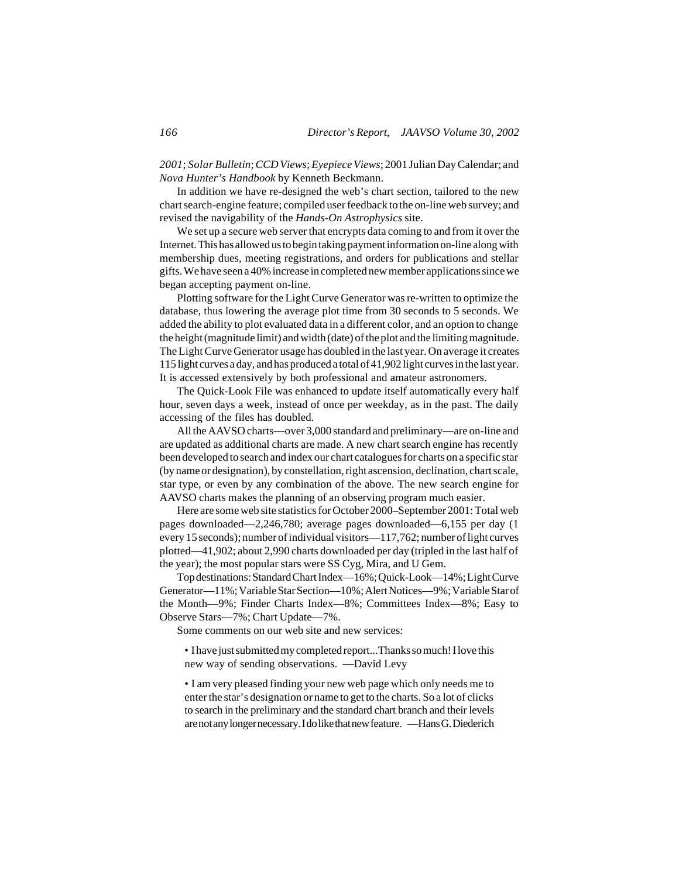*2001*; *Solar Bulletin*; *CCD Views*; *Eyepiece Views*; 2001 Julian Day Calendar; and *Nova Hunter's Handbook* by Kenneth Beckmann.

In addition we have re-designed the web's chart section, tailored to the new chart search-engine feature; compiled user feedback to the on-line web survey; and revised the navigability of the *Hands-On Astrophysics* site.

We set up a secure web server that encrypts data coming to and from it over the Internet. This has allowed us to begin taking payment information on-line along with membership dues, meeting registrations, and orders for publications and stellar gifts. We have seen a 40% increase in completed new member applications since we began accepting payment on-line.

Plotting software for the Light Curve Generator was re-written to optimize the database, thus lowering the average plot time from 30 seconds to 5 seconds. We added the ability to plot evaluated data in a different color, and an option to change the height (magnitude limit) and width (date) of the plot and the limiting magnitude. The Light Curve Generator usage has doubled in the last year. On average it creates 115 light curves a day, and has produced a total of 41,902 light curves in the last year. It is accessed extensively by both professional and amateur astronomers.

The Quick-Look File was enhanced to update itself automatically every half hour, seven days a week, instead of once per weekday, as in the past. The daily accessing of the files has doubled.

All the AAVSO charts—over 3,000 standard and preliminary—are on-line and are updated as additional charts are made. A new chart search engine has recently been developed to search and index our chart catalogues for charts on a specific star (by name or designation), by constellation, right ascension, declination, chart scale, star type, or even by any combination of the above. The new search engine for AAVSO charts makes the planning of an observing program much easier.

Here are some web site statistics for October 2000–September 2001: Total web pages downloaded—2,246,780; average pages downloaded—6,155 per day (1 every 15 seconds); number of individual visitors—117,762; number of light curves plotted—41,902; about 2,990 charts downloaded per day (tripled in the last half of the year); the most popular stars were SS Cyg, Mira, and U Gem.

Top destinations: Standard Chart Index—16%; Quick-Look—14%; Light Curve Generator—11%; Variable Star Section—10%; Alert Notices—9%; Variable Star of the Month—9%; Finder Charts Index—8%; Committees Index—8%; Easy to Observe Stars—7%; Chart Update—7%.

Some comments on our web site and new services:

- I have just submitted my completed report...Thanks so much! I love this new way of sending observations. —David Levy

- I am very pleased finding your new web page which only needs me to enter the star's designation or name to get to the charts. So a lot of clicks to search in the preliminary and the standard chart branch and their levels are not any longer necessary. I do like that new feature. —Hans G. Diederich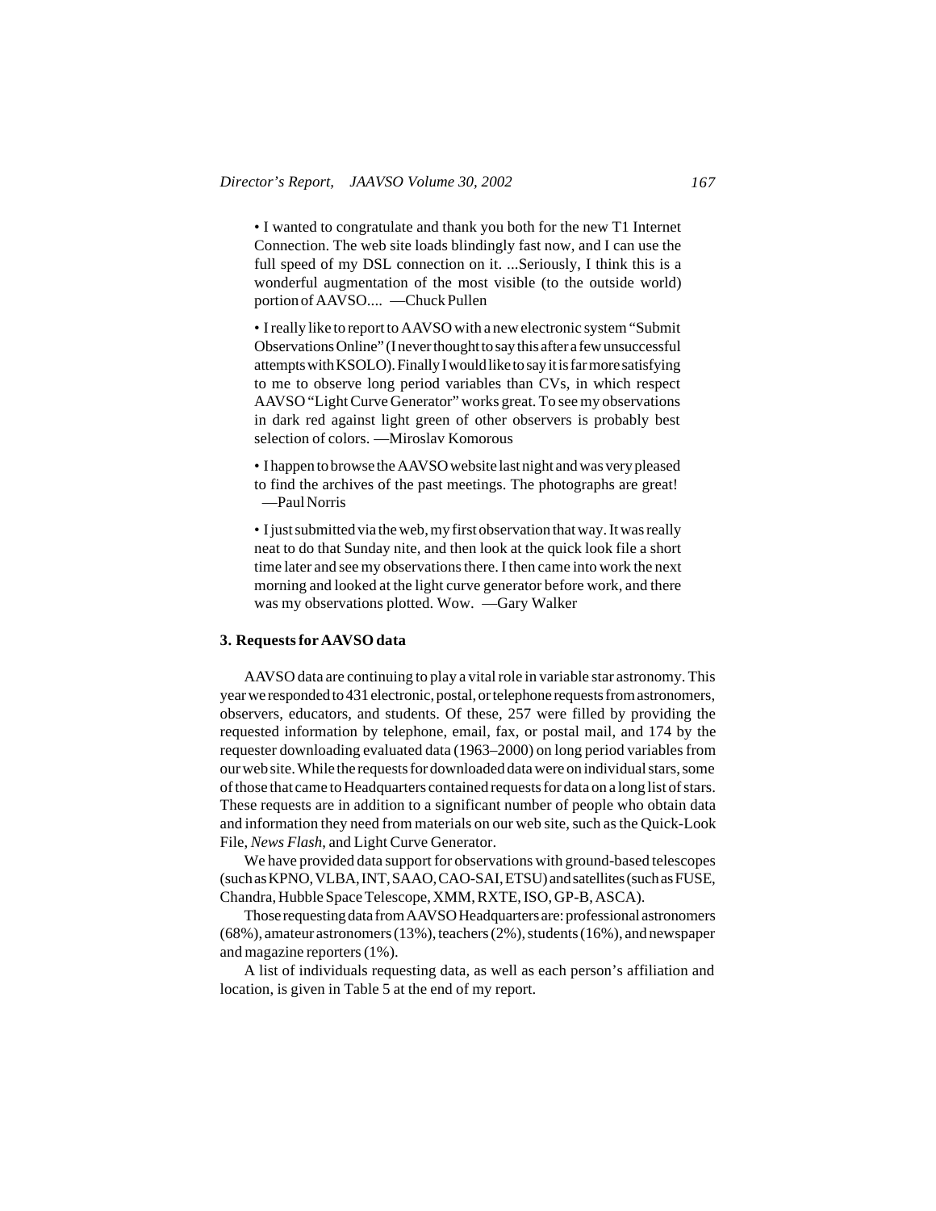• I wanted to congratulate and thank you both for the new T1 Internet Connection. The web site loads blindingly fast now, and I can use the full speed of my DSL connection on it. ...Seriously, I think this is a wonderful augmentation of the most visible (to the outside world) portion of AAVSO.... —Chuck Pullen

• I really like to report to AAVSO with a new electronic system "Submit Observations Online" (I never thought to say this after a few unsuccessful attempts with KSOLO). Finally I would like to say it is far more satisfying to me to observe long period variables than CVs, in which respect AAVSO "Light Curve Generator" works great. To see my observations in dark red against light green of other observers is probably best selection of colors. —Miroslav Komorous

• I happen to browse the AAVSO website last night and was very pleased to find the archives of the past meetings. The photographs are great! —Paul Norris

• I just submitted via the web, my first observation that way. It was really neat to do that Sunday nite, and then look at the quick look file a short time later and see my observations there. I then came into work the next morning and looked at the light curve generator before work, and there was my observations plotted. Wow. —Gary Walker

### 3. Requests for AAVSO data

AAVSO data are continuing to play a vital role in variable star astronomy. This year we responded to 431 electronic, postal, or telephone requests from astronomers, observers, educators, and students. Of these, 257 were filled by providing the requested information by telephone, email, fax, or postal mail, and 174 by the requester downloading evaluated data (1963–2000) on long period variables from our web site. While the requests for downloaded data were on individual stars, some of those that came to Headquarters contained requests for data on a long list of stars. These requests are in addition to a significant number of people who obtain data and information they need from materials on our web site, such as the Quick-Look File, *News Flash*, and Light Curve Generator.

We have provided data support for observations with ground-based telescopes (such as KPNO, VLBA, INT, SAAO, CAO-SAI, ETSU) and satellites (such as FUSE, Chandra, Hubble Space Telescope, XMM, RXTE, ISO, GP-B, ASCA).

Those requesting data from AAVSO Headquarters are: professional astronomers (68%), amateur astronomers (13%), teachers (2%), students (16%), and newspaper and magazine reporters (1%).

A list of individuals requesting data, as well as each person's affiliation and location, is given in Table 5 at the end of my report.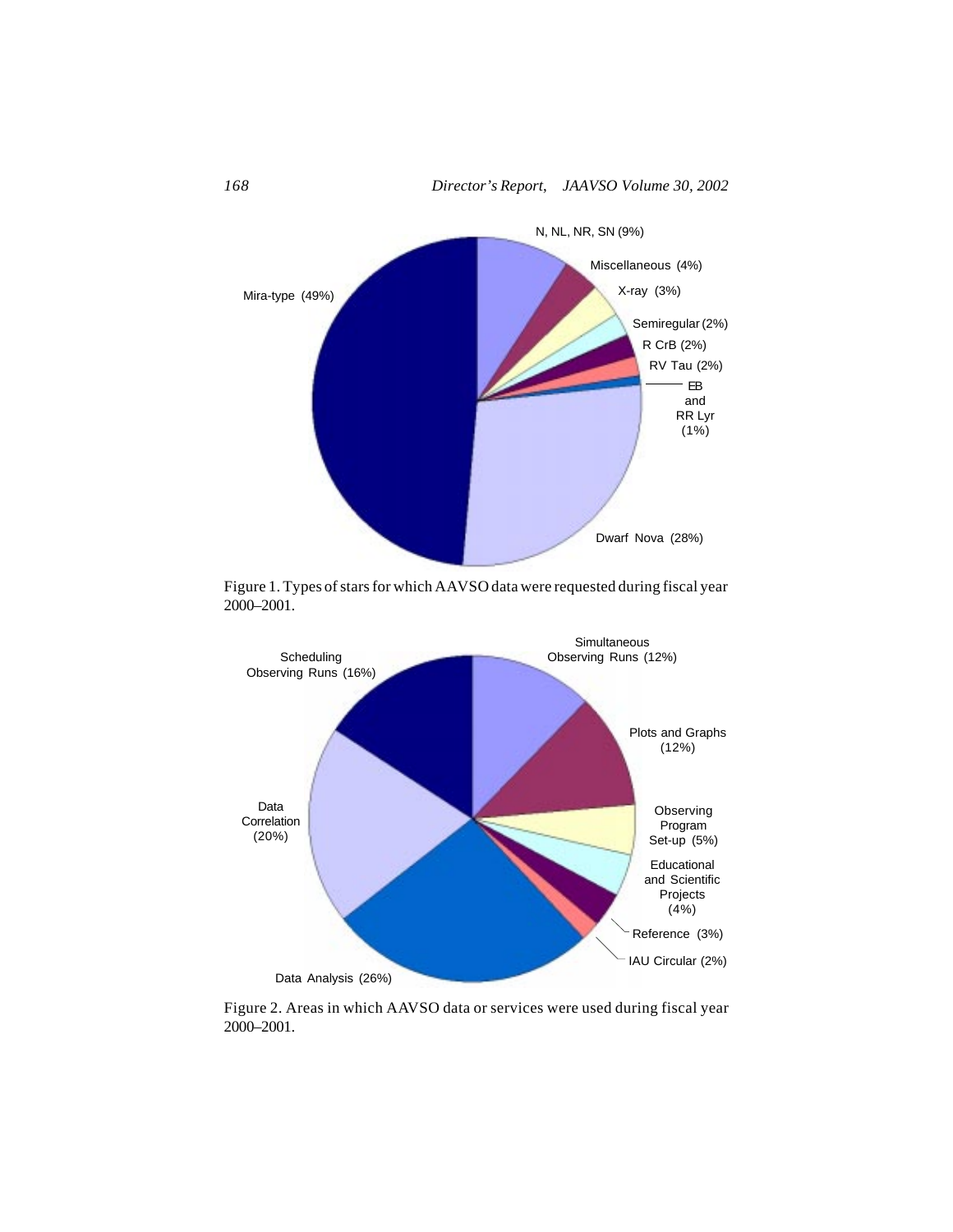Figure 1. Types of stars for which AAVSO data were requested during fiscal year 2000–2001.

Figure 2. Areas in which AAVSO data or services were used during fiscal year 2000–2001.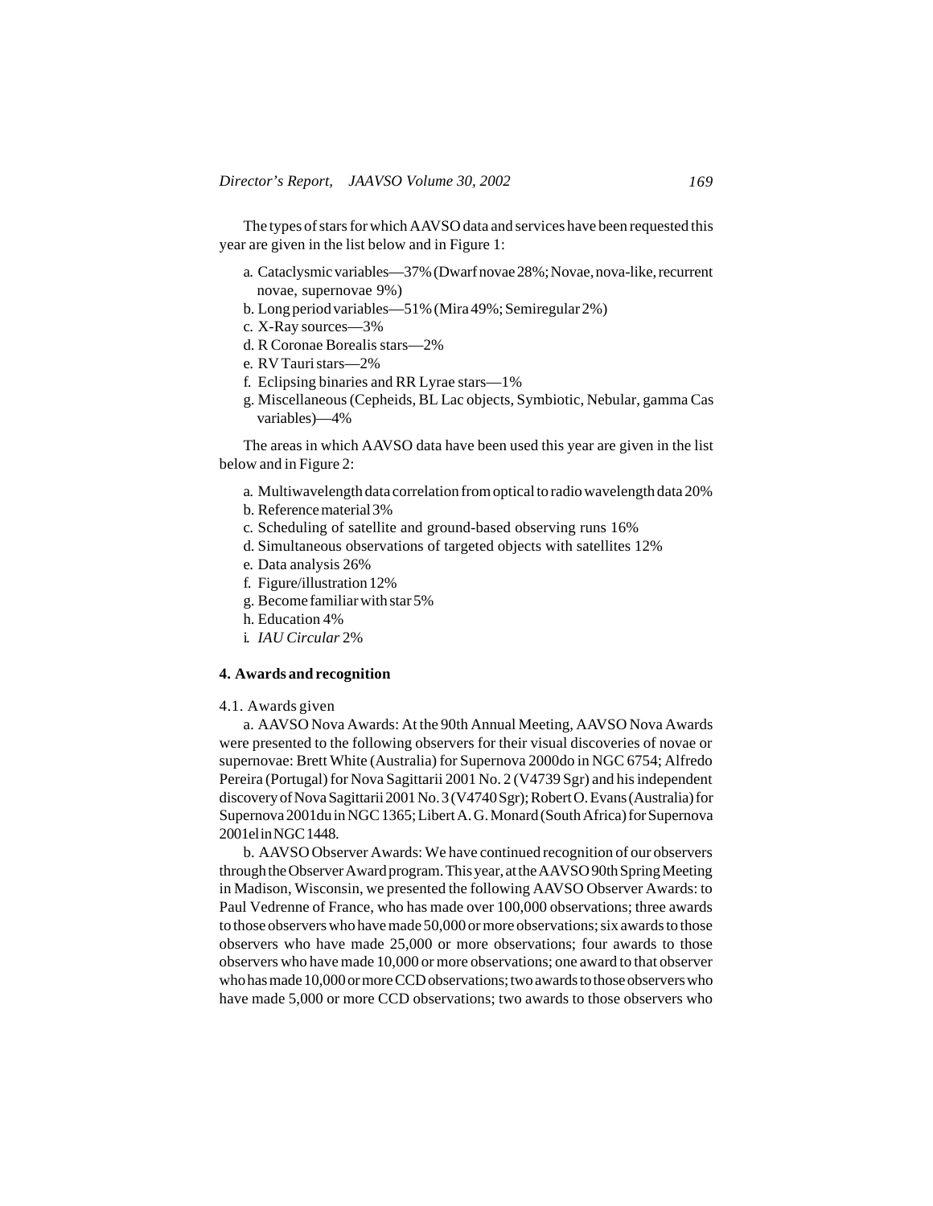The types of stars for which AAVSO data and services have been requested this year are given in the list below and in Figure 1:

a. Cataclysmic variables—37% (Dwarf novae 28%; Novae, nova-like, recurrent novae, supernovae 9%)
b. Long period variables—51% (Mira 49%; Semiregular 2%)
c. X-Ray sources—3%
d. R Coronae Borealis stars—2%
e. RV Tauri stars—2%
f. Eclipsing binaries and RR Lyrae stars—1%
g. Miscellaneous (Cepheids, BL Lac objects, Symbiotic, Nebular, gamma Cas variables)—4%

The areas in which AAVSO data have been used this year are given in the list below and in Figure 2:

a. Multiwavelength data correlation from optical to radio wavelength data 20%
b. Reference material 3%
c. Scheduling of satellite and ground-based observing runs 16%
d. Simultaneous observations of targeted objects with satellites 12%
e. Data analysis 26%
f. Figure/illustration 12%
g. Become familiar with star 5%
h. Education 4%
i. *IAU Circular* 2%

## 4. Awards and recognition

### 4.1. Awards given

a. AAVSO Nova Awards: At the 90th Annual Meeting, AAVSO Nova Awards were presented to the following observers for their visual discoveries of novae or supernovae: Brett White (Australia) for Supernova 2000do in NGC 6754; Alfredo Pereira (Portugal) for Nova Sagittarii 2001 No. 2 (V4739 Sgr) and his independent discovery of Nova Sagittarii 2001 No. 3 (V4740 Sgr); Robert O. Evans (Australia) for Supernova 2001du in NGC 1365; Libert A. G. Monard (South Africa) for Supernova 2001el in NGC 1448.

b. AAVSO Observer Awards: We have continued recognition of our observers through the Observer Award program. This year, at the AAVSO 90th Spring Meeting in Madison, Wisconsin, we presented the following AAVSO Observer Awards: to Paul Vedrenne of France, who has made over 100,000 observations; three awards to those observers who have made 50,000 or more observations; six awards to those observers who have made 25,000 or more observations; four awards to those observers who have made 10,000 or more observations; one award to that observer who has made 10,000 or more CCD observations; two awards to those observers who have made 5,000 or more CCD observations; two awards to those observers who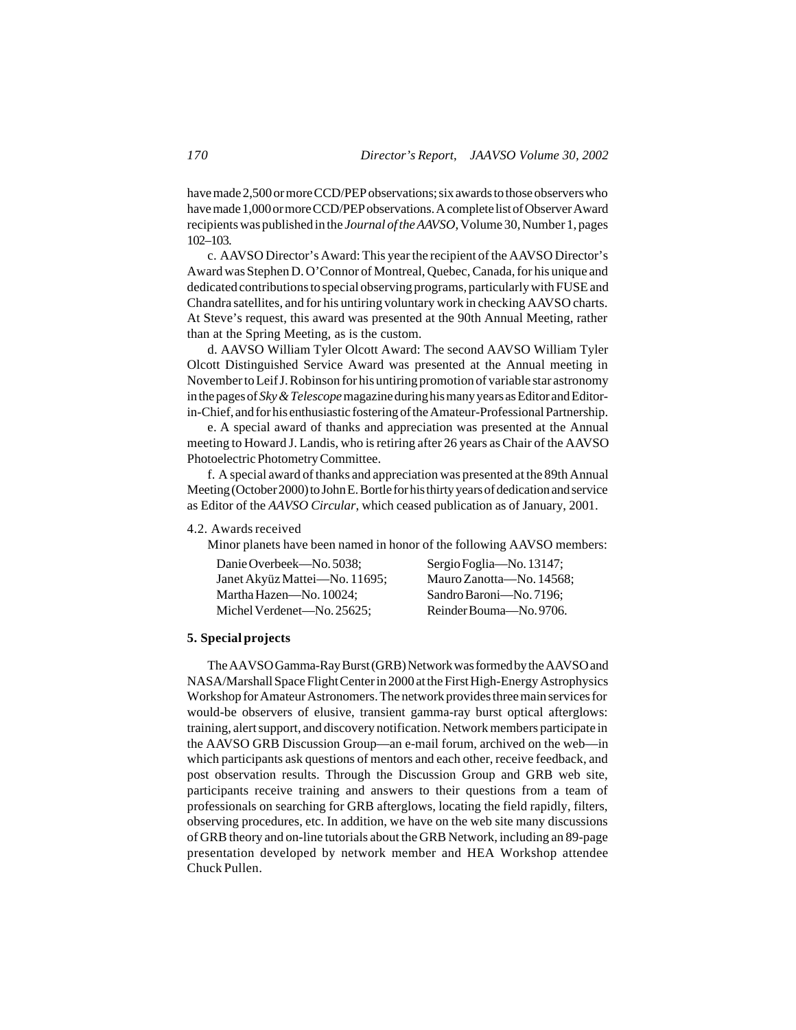have made 2,500 or more CCD/PEP observations; six awards to those observers who have made 1,000 or more CCD/PEP observations. A complete list of Observer Award recipients was published in the *Journal of the AAVSO*, Volume 30, Number 1, pages 102–103.

c. AAVSO Director's Award: This year the recipient of the AAVSO Director's Award was Stephen D. O'Connor of Montreal, Quebec, Canada, for his unique and dedicated contributions to special observing programs, particularly with FUSE and Chandra satellites, and for his untiring voluntary work in checking AAVSO charts. At Steve's request, this award was presented at the 90th Annual Meeting, rather than at the Spring Meeting, as is the custom.

d. AAVSO William Tyler Olcott Award: The second AAVSO William Tyler Olcott Distinguished Service Award was presented at the Annual meeting in November to Leif J. Robinson for his untiring promotion of variable star astronomy in the pages of *Sky & Telescope* magazine during his many years as Editor and Editor-in-Chief, and for his enthusiastic fostering of the Amateur-Professional Partnership.

e. A special award of thanks and appreciation was presented at the Annual meeting to Howard J. Landis, who is retiring after 26 years as Chair of the AAVSO Photoelectric Photometry Committee.

f. A special award of thanks and appreciation was presented at the 89th Annual Meeting (October 2000) to John E. Bortle for his thirty years of dedication and service as Editor of the *AAVSO Circular*, which ceased publication as of January, 2001.

4.2. Awards received

Minor planets have been named in honor of the following AAVSO members:

Danie Overbeek—No. 5038;
Janet Akyüz Mattei—No. 11695;
Martha Hazen—No. 10024;
Michel Verdenet—No. 25625;
Sergio Foglia—No. 13147;
Mauro Zanotta—No. 14568;
Sandro Baroni—No. 7196;
Reinder Bouma—No. 9706.

## 5. Special projects

The AAVSO Gamma-Ray Burst (GRB) Network was formed by the AAVSO and NASA/Marshall Space Flight Center in 2000 at the First High-Energy Astrophysics Workshop for Amateur Astronomers. The network provides three main services for would-be observers of elusive, transient gamma-ray burst optical afterglows: training, alert support, and discovery notification. Network members participate in the AAVSO GRB Discussion Group—an e-mail forum, archived on the web—in which participants ask questions of mentors and each other, receive feedback, and post observation results. Through the Discussion Group and GRB web site, participants receive training and answers to their questions from a team of professionals on searching for GRB afterglows, locating the field rapidly, filters, observing procedures, etc. In addition, we have on the web site many discussions of GRB theory and on-line tutorials about the GRB Network, including an 89-page presentation developed by network member and HEA Workshop attendee Chuck Pullen.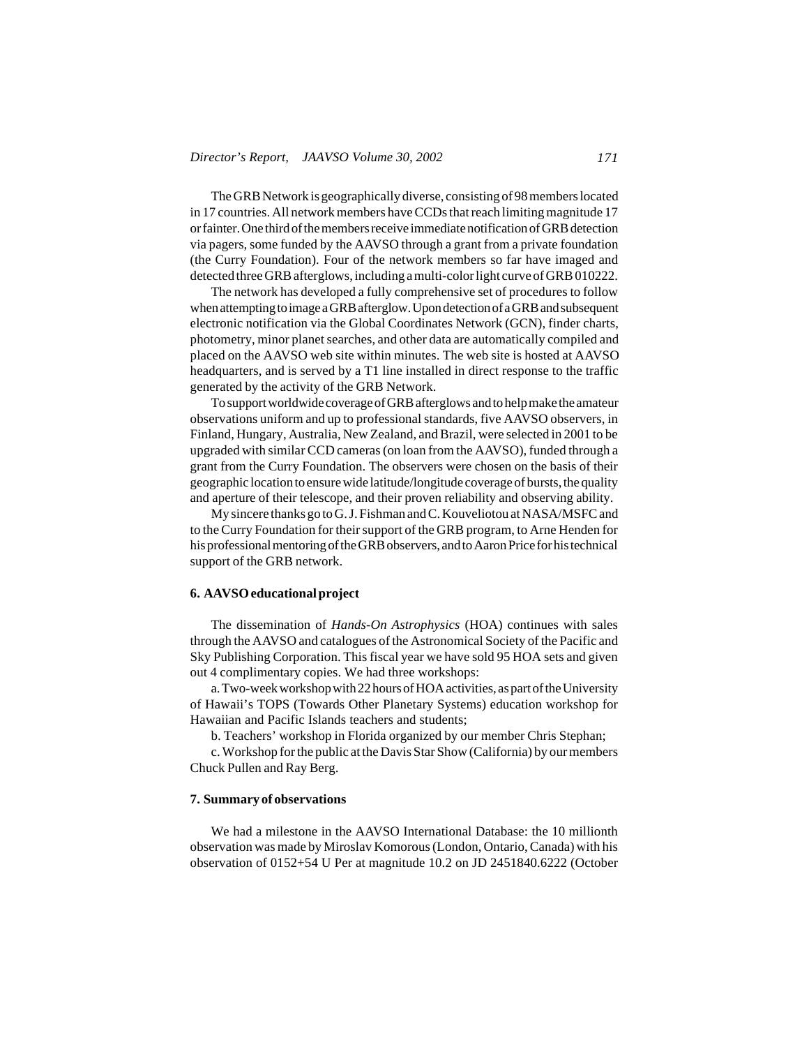The GRB Network is geographically diverse, consisting of 98 members located in 17 countries. All network members have CCDs that reach limiting magnitude 17 or fainter. One third of the members receive immediate notification of GRB detection via pagers, some funded by the AAVSO through a grant from a private foundation (the Curry Foundation). Four of the network members so far have imaged and detected three GRB afterglows, including a multi-color light curve of GRB 010222.

The network has developed a fully comprehensive set of procedures to follow when attempting to image a GRB afterglow. Upon detection of a GRB and subsequent electronic notification via the Global Coordinates Network (GCN), finder charts, photometry, minor planet searches, and other data are automatically compiled and placed on the AAVSO web site within minutes. The web site is hosted at AAVSO headquarters, and is served by a T1 line installed in direct response to the traffic generated by the activity of the GRB Network.

To support worldwide coverage of GRB afterglows and to help make the amateur observations uniform and up to professional standards, five AAVSO observers, in Finland, Hungary, Australia, New Zealand, and Brazil, were selected in 2001 to be upgraded with similar CCD cameras (on loan from the AAVSO), funded through a grant from the Curry Foundation. The observers were chosen on the basis of their geographic location to ensure wide latitude/longitude coverage of bursts, the quality and aperture of their telescope, and their proven reliability and observing ability.

My sincere thanks go to G. J. Fishman and C. Kouveliotou at NASA/MSFC and to the Curry Foundation for their support of the GRB program, to Arne Henden for his professional mentoring of the GRB observers, and to Aaron Price for his technical support of the GRB network.

### 6. AAVSO educational project

The dissemination of *Hands-On Astrophysics* (HOA) continues with sales through the AAVSO and catalogues of the Astronomical Society of the Pacific and Sky Publishing Corporation. This fiscal year we have sold 95 HOA sets and given out 4 complimentary copies. We had three workshops:

a. Two-week workshop with 22 hours of HOA activities, as part of the University of Hawaii's TOPS (Towards Other Planetary Systems) education workshop for Hawaiian and Pacific Islands teachers and students;

b. Teachers' workshop in Florida organized by our member Chris Stephan;

c. Workshop for the public at the Davis Star Show (California) by our members Chuck Pullen and Ray Berg.

### 7. Summary of observations

We had a milestone in the AAVSO International Database: the 10 millionth observation was made by Miroslav Komorous (London, Ontario, Canada) with his observation of 0152+54 U Per at magnitude 10.2 on JD 2451840.6222 (October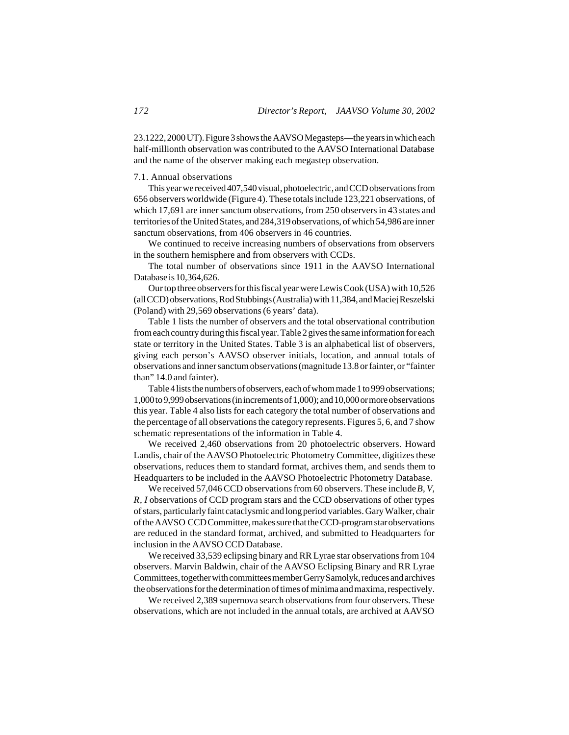23.1222, 2000 UT). Figure 3 shows the AAVSO Megasteps—the years in which each half-millionth observation was contributed to the AAVSO International Database and the name of the observer making each megastep observation.

### 7.1. Annual observations

This year we received 407,540 visual, photoelectric, and CCD observations from 656 observers worldwide (Figure 4). These totals include 123,221 observations, of which 17,691 are inner sanctum observations, from 250 observers in 43 states and territories of the United States, and 284,319 observations, of which 54,986 are inner sanctum observations, from 406 observers in 46 countries.

We continued to receive increasing numbers of observations from observers in the southern hemisphere and from observers with CCDs.

The total number of observations since 1911 in the AAVSO International Database is 10,364,626.

Our top three observers for this fiscal year were Lewis Cook (USA) with 10,526 (all CCD) observations, Rod Stubbings (Australia) with 11,384, and Maciej Reszelski (Poland) with 29,569 observations (6 years' data).

Table 1 lists the number of observers and the total observational contribution from each country during this fiscal year. Table 2 gives the same information for each state or territory in the United States. Table 3 is an alphabetical list of observers, giving each person's AAVSO observer initials, location, and annual totals of observations and inner sanctum observations (magnitude 13.8 or fainter, or "fainter than" 14.0 and fainter).

Table 4 lists the numbers of observers, each of whom made 1 to 999 observations; 1,000 to 9,999 observations (in increments of 1,000); and 10,000 or more observations this year. Table 4 also lists for each category the total number of observations and the percentage of all observations the category represents. Figures 5, 6, and 7 show schematic representations of the information in Table 4.

We received 2,460 observations from 20 photoelectric observers. Howard Landis, chair of the AAVSO Photoelectric Photometry Committee, digitizes these observations, reduces them to standard format, archives them, and sends them to Headquarters to be included in the AAVSO Photoelectric Photometry Database.

We received 57,046 CCD observations from 60 observers. These include *B, V, R, I* observations of CCD program stars and the CCD observations of other types of stars, particularly faint cataclysmic and long period variables. Gary Walker, chair of the AAVSO CCD Committee, makes sure that the CCD-program star observations are reduced in the standard format, archived, and submitted to Headquarters for inclusion in the AAVSO CCD Database.

We received 33,539 eclipsing binary and RR Lyrae star observations from 104 observers. Marvin Baldwin, chair of the AAVSO Eclipsing Binary and RR Lyrae Committees, together with committees member Gerry Samolyk, reduces and archives the observations for the determination of times of minima and maxima, respectively.

We received 2,389 supernova search observations from four observers. These observations, which are not included in the annual totals, are archived at AAVSO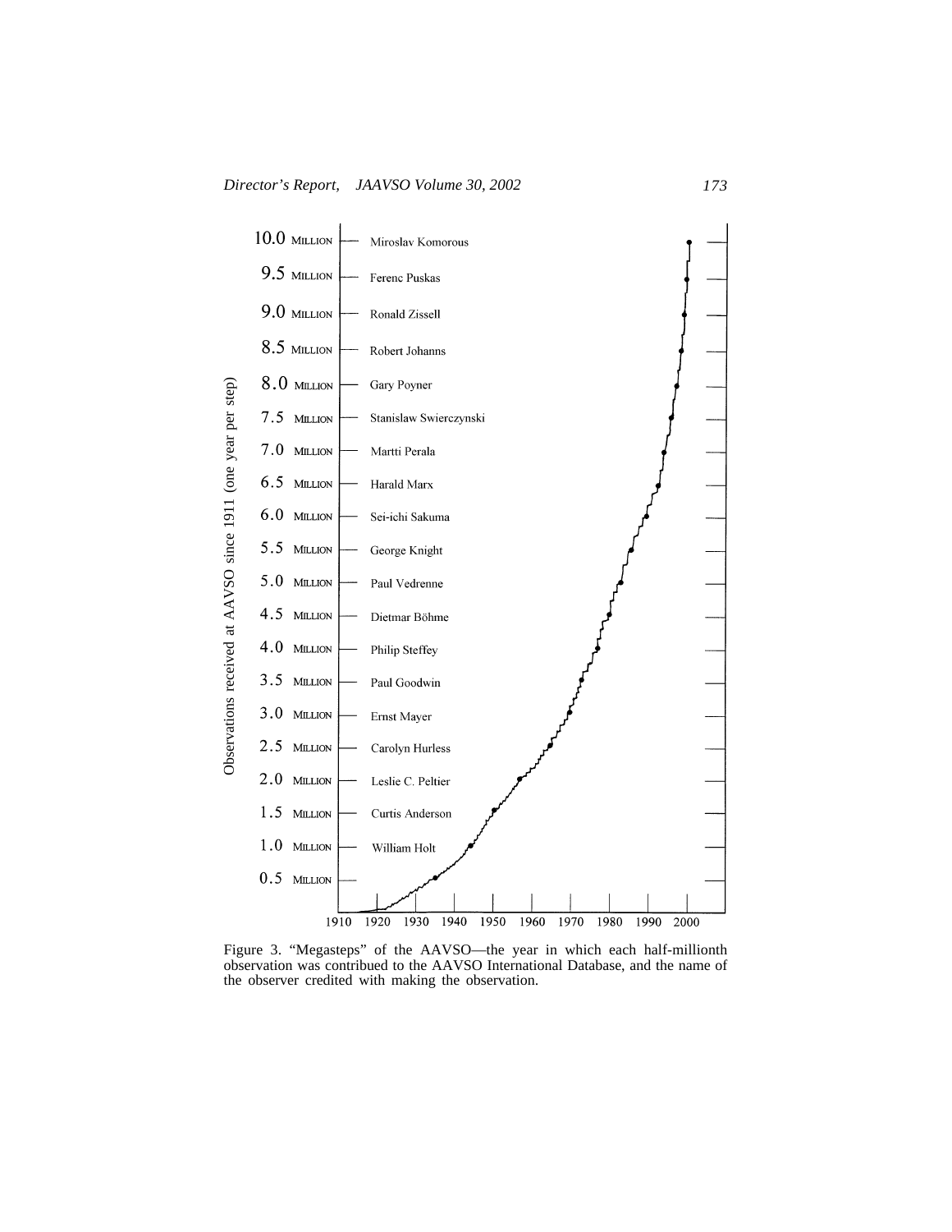| Observations received at AAVSO since 1911 (one year per step) | Observer |
|---|---|
| 10.0 MILLION | Miroslav Komorous |
| 9.5 MILLION | Ferenc Puskas |
| 9.0 MILLION | Ronald Zissell |
| 8.5 MILLION | Robert Johanns |
| 8.0 MILLION | Gary Poyner |
| 7.5 MILLION | Stanislaw Swierczynski |
| 7.0 MILLION | Martti Perala |
| 6.5 MILLION | Harald Marx |
| 6.0 MILLION | Sei-ichi Sakuma |
| 5.5 MILLION | George Knight |
| 5.0 MILLION | Paul Vedrenne |
| 4.5 MILLION | Dietmar Böhme |
| 4.0 MILLION | Philip Steffey |
| 3.5 MILLION | Paul Goodwin |
| 3.0 MILLION | Ernst Mayer |
| 2.5 MILLION | Carolyn Hurless |
| 2.0 MILLION | Leslie C. Peltier |
| 1.5 MILLION | Curtis Anderson |
| 1.0 MILLION | William Holt |
| 0.5 MILLION | |

1910 1920 1930 1940 1950 1960 1970 1980 1990 2000

Figure 3. "Megasteps" of the AAVSO—the year in which each half-millionth observation was contribued to the AAVSO International Database, and the name of the observer credited with making the observation.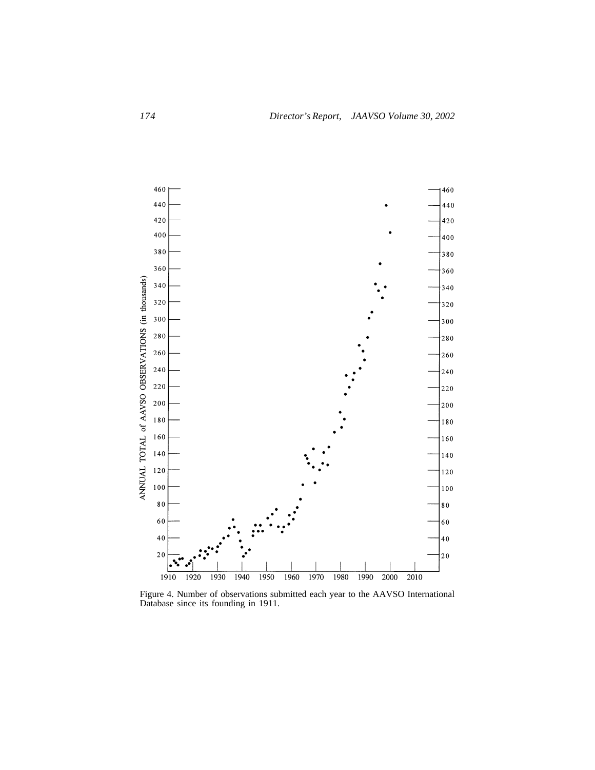Figure 4. Number of observations submitted each year to the AAVSO International Database since its founding in 1911.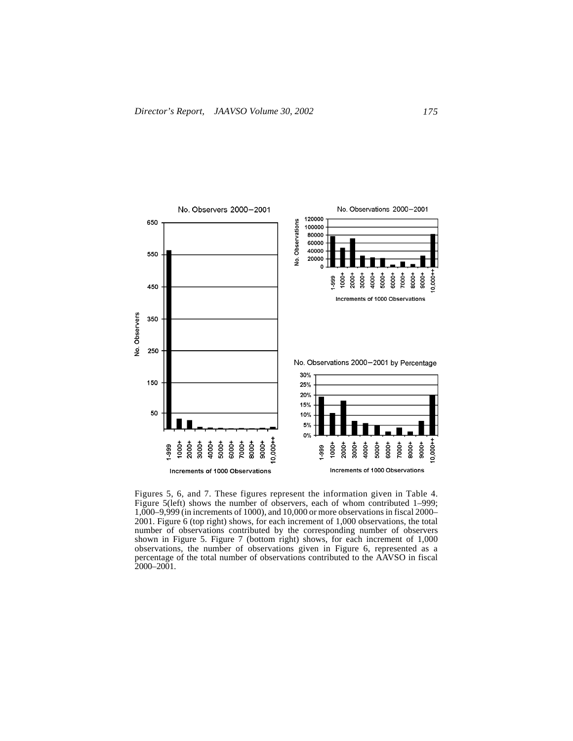Figures 5, 6, and 7. These figures represent the information given in Table 4. Figure 5(left) shows the number of observers, each of whom contributed 1–999; 1,000–9,999 (in increments of 1000), and 10,000 or more observations in fiscal 2000–2001. Figure 6 (top right) shows, for each increment of 1,000 observations, the total number of observations contributed by the corresponding number of observers shown in Figure 5. Figure 7 (bottom right) shows, for each increment of 1,000 observations, the number of observations given in Figure 6, represented as a percentage of the total number of observations contributed to the AAVSO in fiscal 2000–2001.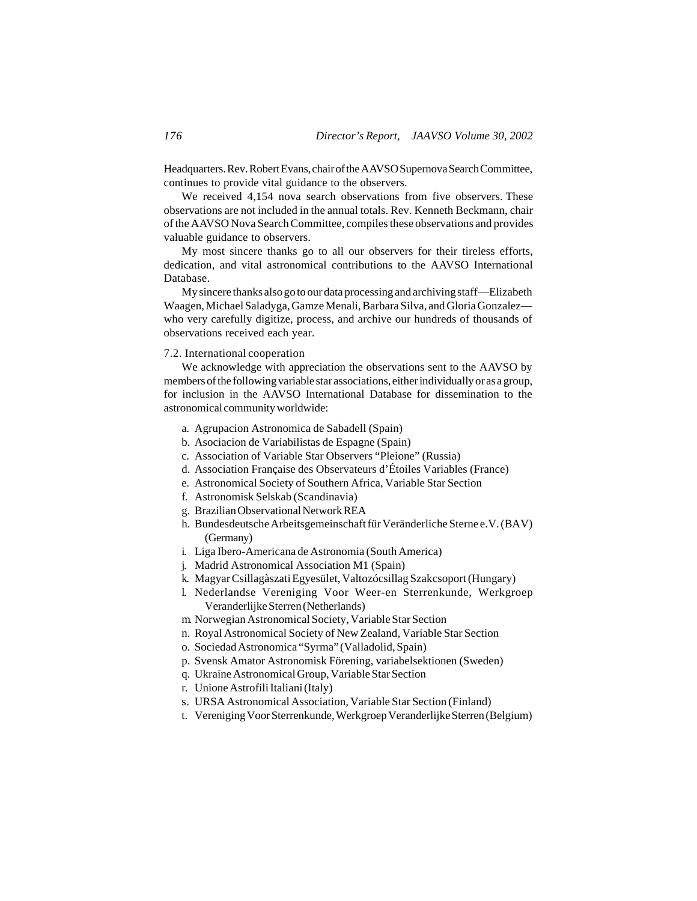Headquarters. Rev. Robert Evans, chair of the AAVSO Supernova Search Committee, continues to provide vital guidance to the observers.

We received 4,154 nova search observations from five observers. These observations are not included in the annual totals. Rev. Kenneth Beckmann, chair of the AAVSO Nova Search Committee, compiles these observations and provides valuable guidance to observers.

My most sincere thanks go to all our observers for their tireless efforts, dedication, and vital astronomical contributions to the AAVSO International Database.

My sincere thanks also go to our data processing and archiving staff—Elizabeth Waagen, Michael Saladyga, Gamze Menali, Barbara Silva, and Gloria Gonzalez—who very carefully digitize, process, and archive our hundreds of thousands of observations received each year.

### 7.2. International cooperation

We acknowledge with appreciation the observations sent to the AAVSO by members of the following variable star associations, either individually or as a group, for inclusion in the AAVSO International Database for dissemination to the astronomical community worldwide:

a. Agrupacion Astronomica de Sabadell (Spain)
b. Asociacion de Variabilistas de Espagne (Spain)
c. Association of Variable Star Observers "Pleione" (Russia)
d. Association Française des Observateurs d'Étoiles Variables (France)
e. Astronomical Society of Southern Africa, Variable Star Section
f. Astronomisk Selskab (Scandinavia)
g. Brazilian Observational Network REA
h. Bundesdeutsche Arbeitsgemeinschaft für Veränderliche Sterne e.V. (BAV) (Germany)
i. Liga Ibero-Americana de Astronomia (South America)
j. Madrid Astronomical Association M1 (Spain)
k. Magyar Csillagàszati Egyesület, Valtozócsillag Szakcsoport (Hungary)
l. Nederlandse Vereniging Voor Weer-en Sterrenkunde, Werkgroep Veranderlijke Sterren (Netherlands)
m. Norwegian Astronomical Society, Variable Star Section
n. Royal Astronomical Society of New Zealand, Variable Star Section
o. Sociedad Astronomica "Syrma" (Valladolid, Spain)
p. Svensk Amator Astronomisk Förening, variabelsektionen (Sweden)
q. Ukraine Astronomical Group, Variable Star Section
r. Unione Astrofili Italiani (Italy)
s. URSA Astronomical Association, Variable Star Section (Finland)
t. Vereniging Voor Sterrenkunde, Werkgroep Veranderlijke Sterren (Belgium)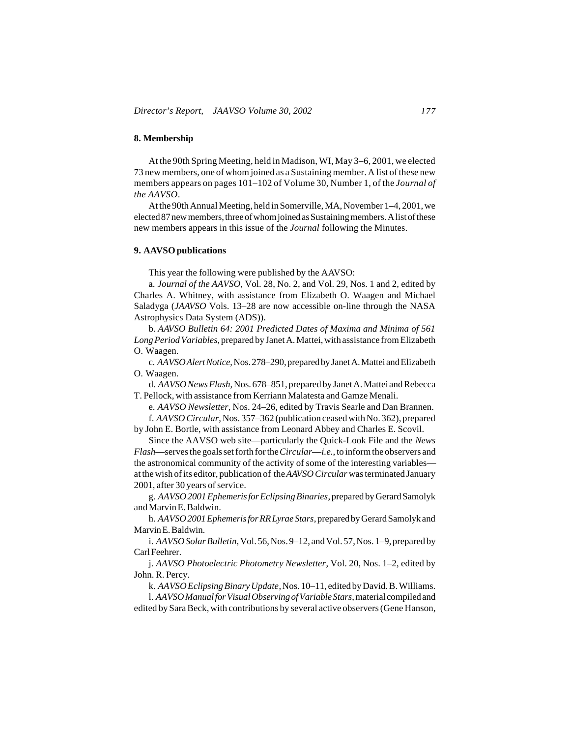## 8. Membership

At the 90th Spring Meeting, held in Madison, WI, May 3–6, 2001, we elected 73 new members, one of whom joined as a Sustaining member. A list of these new members appears on pages 101–102 of Volume 30, Number 1, of the *Journal of the AAVSO*.

At the 90th Annual Meeting, held in Somerville, MA, November 1–4, 2001, we elected 87 new members, three of whom joined as Sustaining members. A list of these new members appears in this issue of the *Journal* following the Minutes.

## 9. AAVSO publications

This year the following were published by the AAVSO:

a. *Journal of the AAVSO*, Vol. 28, No. 2, and Vol. 29, Nos. 1 and 2, edited by Charles A. Whitney, with assistance from Elizabeth O. Waagen and Michael Saladyga (*JAAVSO* Vols. 13–28 are now accessible on-line through the NASA Astrophysics Data System (ADS)).

b. *AAVSO Bulletin 64: 2001 Predicted Dates of Maxima and Minima of 561 Long Period Variables*, prepared by Janet A. Mattei, with assistance from Elizabeth O. Waagen.

c. *AAVSO Alert Notice*, Nos. 278–290, prepared by Janet A. Mattei and Elizabeth O. Waagen.

d. *AAVSO News Flash*, Nos. 678–851, prepared by Janet A. Mattei and Rebecca T. Pellock, with assistance from Kerriann Malatesta and Gamze Menali.

e. *AAVSO Newsletter*, Nos. 24–26, edited by Travis Searle and Dan Brannen.

f. *AAVSO Circular*, Nos. 357–362 (publication ceased with No. 362), prepared by John E. Bortle, with assistance from Leonard Abbey and Charles E. Scovil.

Since the AAVSO web site—particularly the Quick-Look File and the *News Flash*—serves the goals set forth for the *Circular*—*i.e.*, to inform the observers and the astronomical community of the activity of some of the interesting variables—at the wish of its editor, publication of the *AAVSO Circular* was terminated January 2001, after 30 years of service.

g. *AAVSO 2001 Ephemeris for Eclipsing Binaries*, prepared by Gerard Samolyk and Marvin E. Baldwin.

h. *AAVSO 2001 Ephemeris for RR Lyrae Stars*, prepared by Gerard Samolyk and Marvin E. Baldwin.

i. *AAVSO Solar Bulletin*, Vol. 56, Nos. 9–12, and Vol. 57, Nos. 1–9, prepared by Carl Feehrer.

j. *AAVSO Photoelectric Photometry Newsletter*, Vol. 20, Nos. 1–2, edited by John. R. Percy.

k. *AAVSO Eclipsing Binary Update*, Nos. 10–11, edited by David. B. Williams.

l. *AAVSO Manual for Visual Observing of Variable Stars*, material compiled and edited by Sara Beck, with contributions by several active observers (Gene Hanson,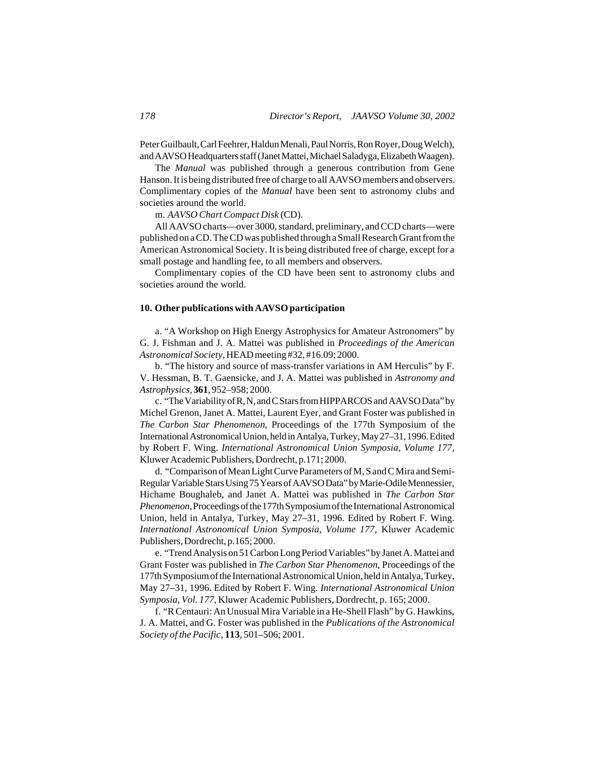Peter Guilbault, Carl Feehrer, Haldun Menali, Paul Norris, Ron Royer, Doug Welch), and AAVSO Headquarters staff (Janet Mattei, Michael Saladyga, Elizabeth Waagen).

The *Manual* was published through a generous contribution from Gene Hanson. It is being distributed free of charge to all AAVSO members and observers. Complimentary copies of the *Manual* have been sent to astronomy clubs and societies around the world.

m. *AAVSO Chart Compact Disk* (CD).

All AAVSO charts—over 3000, standard, preliminary, and CCD charts—were published on a CD. The CD was published through a Small Research Grant from the American Astronomical Society. It is being distributed free of charge, except for a small postage and handling fee, to all members and observers.

Complimentary copies of the CD have been sent to astronomy clubs and societies around the world.

**10. Other publications with AAVSO participation**

a. "A Workshop on High Energy Astrophysics for Amateur Astronomers" by G. J. Fishman and J. A. Mattei was published in *Proceedings of the American Astronomical Society*, HEAD meeting #32, #16.09; 2000.

b. "The history and source of mass-transfer variations in AM Herculis" by F. V. Hessman, B. T. Gaensicke, and J. A. Mattei was published in *Astronomy and Astrophysics*, **361**, 952–958; 2000.

c. "The Variability of R, N, and C Stars from HIPPARCOS and AAVSO Data" by Michel Grenon, Janet A. Mattei, Laurent Eyer, and Grant Foster was published in *The Carbon Star Phenomenon*, Proceedings of the 177th Symposium of the International Astronomical Union, held in Antalya, Turkey, May 27–31, 1996. Edited by Robert F. Wing. *International Astronomical Union Symposia, Volume 177*, Kluwer Academic Publishers, Dordrecht, p.171; 2000.

d. "Comparison of Mean Light Curve Parameters of M, S and C Mira and Semi-Regular Variable Stars Using 75 Years of AAVSO Data" by Marie-Odile Mennessier, Hichame Boughaleb, and Janet A. Mattei was published in *The Carbon Star Phenomenon*, Proceedings of the 177th Symposium of the International Astronomical Union, held in Antalya, Turkey, May 27–31, 1996. Edited by Robert F. Wing. *International Astronomical Union Symposia, Volume 177*, Kluwer Academic Publishers, Dordrecht, p.165; 2000.

e. "Trend Analysis on 51 Carbon Long Period Variables" by Janet A. Mattei and Grant Foster was published in *The Carbon Star Phenomenon*, Proceedings of the 177th Symposium of the International Astronomical Union, held in Antalya, Turkey, May 27–31, 1996. Edited by Robert F. Wing. *International Astronomical Union Symposia, Vol. 177*, Kluwer Academic Publishers, Dordrecht, p. 165; 2000.

f. "R Centauri: An Unusual Mira Variable in a He-Shell Flash" by G. Hawkins, J. A. Mattei, and G. Foster was published in the *Publications of the Astronomical Society of the Pacific*, **113**, 501–506; 2001.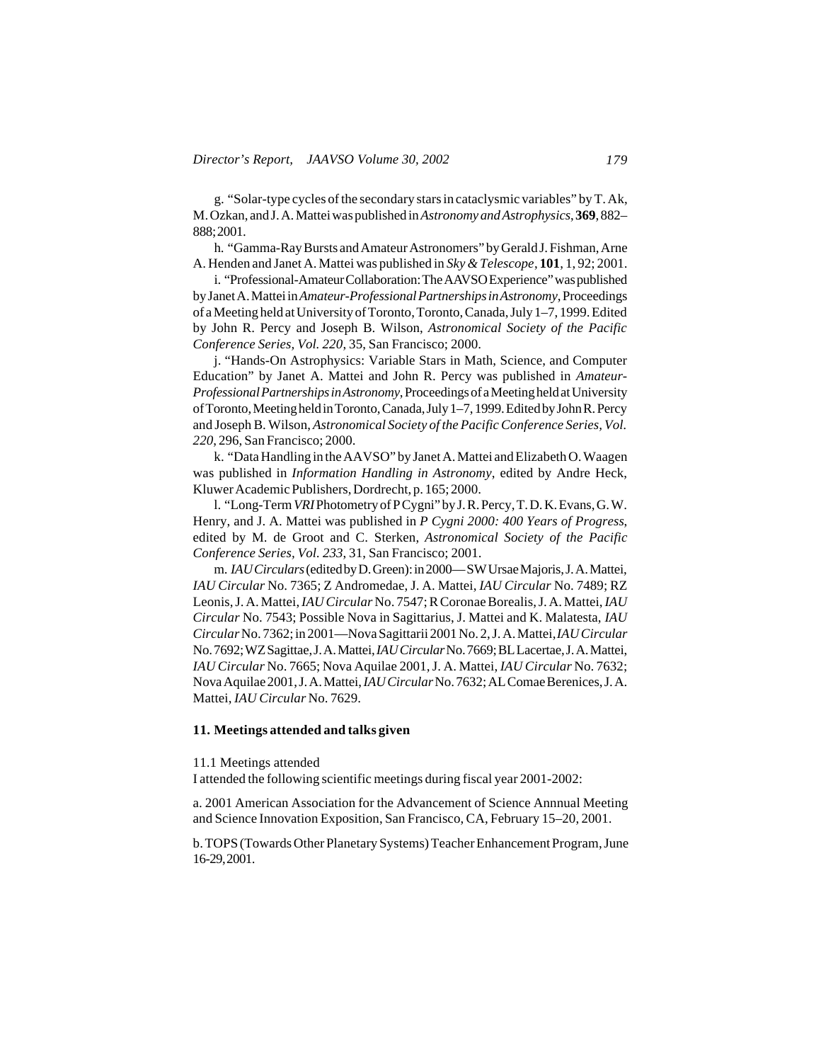g. "Solar-type cycles of the secondary stars in cataclysmic variables" by T. Ak, M. Ozkan, and J. A. Mattei was published in *Astronomy and Astrophysics*, **369**, 882–888; 2001.

h. "Gamma-Ray Bursts and Amateur Astronomers" by Gerald J. Fishman, Arne A. Henden and Janet A. Mattei was published in *Sky & Telescope*, **101**, 1, 92; 2001.

i. "Professional-Amateur Collaboration: The AAVSO Experience" was published by Janet A. Mattei in *Amateur-Professional Partnerships in Astronomy*, Proceedings of a Meeting held at University of Toronto, Toronto, Canada, July 1–7, 1999. Edited by John R. Percy and Joseph B. Wilson, *Astronomical Society of the Pacific Conference Series, Vol. 220*, 35, San Francisco; 2000.

j. "Hands-On Astrophysics: Variable Stars in Math, Science, and Computer Education" by Janet A. Mattei and John R. Percy was published in *Amateur-Professional Partnerships in Astronomy*, Proceedings of a Meeting held at University of Toronto, Meeting held in Toronto, Canada, July 1–7, 1999. Edited by John R. Percy and Joseph B. Wilson, *Astronomical Society of the Pacific Conference Series, Vol. 220*, 296, San Francisco; 2000.

k. "Data Handling in the AAVSO" by Janet A. Mattei and Elizabeth O. Waagen was published in *Information Handling in Astronomy*, edited by Andre Heck, Kluwer Academic Publishers, Dordrecht, p. 165; 2000.

l. "Long-Term *VRI* Photometry of P Cygni" by J. R. Percy, T. D. K. Evans, G. W. Henry, and J. A. Mattei was published in *P Cygni 2000: 400 Years of Progress*, edited by M. de Groot and C. Sterken, *Astronomical Society of the Pacific Conference Series, Vol. 233*, 31, San Francisco; 2001.

m. *IAU Circulars* (edited by D. Green): in 2000—SW Ursae Majoris, J. A. Mattei, *IAU Circular* No. 7365; Z Andromedae, J. A. Mattei, *IAU Circular* No. 7489; RZ Leonis, J. A. Mattei, *IAU Circular* No. 7547; R Coronae Borealis, J. A. Mattei, *IAU Circular* No. 7543; Possible Nova in Sagittarius, J. Mattei and K. Malatesta, *IAU Circular* No. 7362; in 2001—Nova Sagittarii 2001 No. 2, J. A. Mattei, *IAU Circular* No. 7692; WZ Sagittae, J. A. Mattei, *IAU Circular* No. 7669; BL Lacertae, J. A. Mattei, *IAU Circular* No. 7665; Nova Aquilae 2001, J. A. Mattei, *IAU Circular* No. 7632; Nova Aquilae 2001, J. A. Mattei, *IAU Circular* No. 7632; AL Comae Berenices, J. A. Mattei, *IAU Circular* No. 7629.

### 11. Meetings attended and talks given

11.1 Meetings attended

I attended the following scientific meetings during fiscal year 2001-2002:

a. 2001 American Association for the Advancement of Science Annnual Meeting and Science Innovation Exposition, San Francisco, CA, February 15–20, 2001.

b. TOPS (Towards Other Planetary Systems) Teacher Enhancement Program, June 16-29, 2001.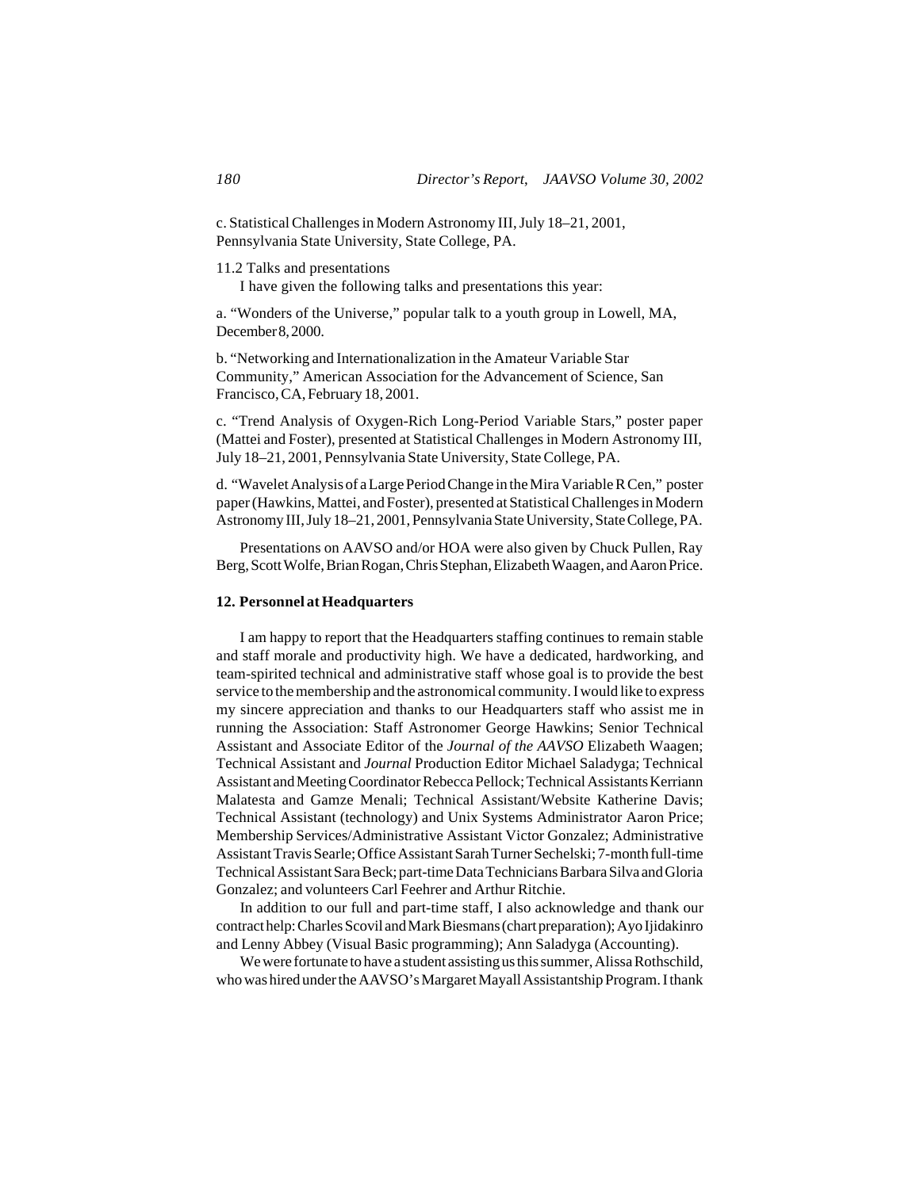c. Statistical Challenges in Modern Astronomy III, July 18–21, 2001, Pennsylvania State University, State College, PA.

11.2 Talks and presentations

I have given the following talks and presentations this year:

a. "Wonders of the Universe," popular talk to a youth group in Lowell, MA, December 8, 2000.

b. "Networking and Internationalization in the Amateur Variable Star Community," American Association for the Advancement of Science, San Francisco, CA, February 18, 2001.

c. "Trend Analysis of Oxygen-Rich Long-Period Variable Stars," poster paper (Mattei and Foster), presented at Statistical Challenges in Modern Astronomy III, July 18–21, 2001, Pennsylvania State University, State College, PA.

d. "Wavelet Analysis of a Large Period Change in the Mira Variable R Cen," poster paper (Hawkins, Mattei, and Foster), presented at Statistical Challenges in Modern Astronomy III, July 18–21, 2001, Pennsylvania State University, State College, PA.

Presentations on AAVSO and/or HOA were also given by Chuck Pullen, Ray Berg, Scott Wolfe, Brian Rogan, Chris Stephan, Elizabeth Waagen, and Aaron Price.

## 12. Personnel at Headquarters

I am happy to report that the Headquarters staffing continues to remain stable and staff morale and productivity high. We have a dedicated, hardworking, and team-spirited technical and administrative staff whose goal is to provide the best service to the membership and the astronomical community. I would like to express my sincere appreciation and thanks to our Headquarters staff who assist me in running the Association: Staff Astronomer George Hawkins; Senior Technical Assistant and Associate Editor of the *Journal of the AAVSO* Elizabeth Waagen; Technical Assistant and *Journal* Production Editor Michael Saladyga; Technical Assistant and Meeting Coordinator Rebecca Pellock; Technical Assistants Kerriann Malatesta and Gamze Menali; Technical Assistant/Website Katherine Davis; Technical Assistant (technology) and Unix Systems Administrator Aaron Price; Membership Services/Administrative Assistant Victor Gonzalez; Administrative Assistant Travis Searle; Office Assistant Sarah Turner Sechelski; 7-month full-time Technical Assistant Sara Beck; part-time Data Technicians Barbara Silva and Gloria Gonzalez; and volunteers Carl Feehrer and Arthur Ritchie.

In addition to our full and part-time staff, I also acknowledge and thank our contract help: Charles Scovil and Mark Biesmans (chart preparation); Ayo Ijidakinro and Lenny Abbey (Visual Basic programming); Ann Saladyga (Accounting).

We were fortunate to have a student assisting us this summer, Alissa Rothschild, who was hired under the AAVSO's Margaret Mayall Assistantship Program. I thank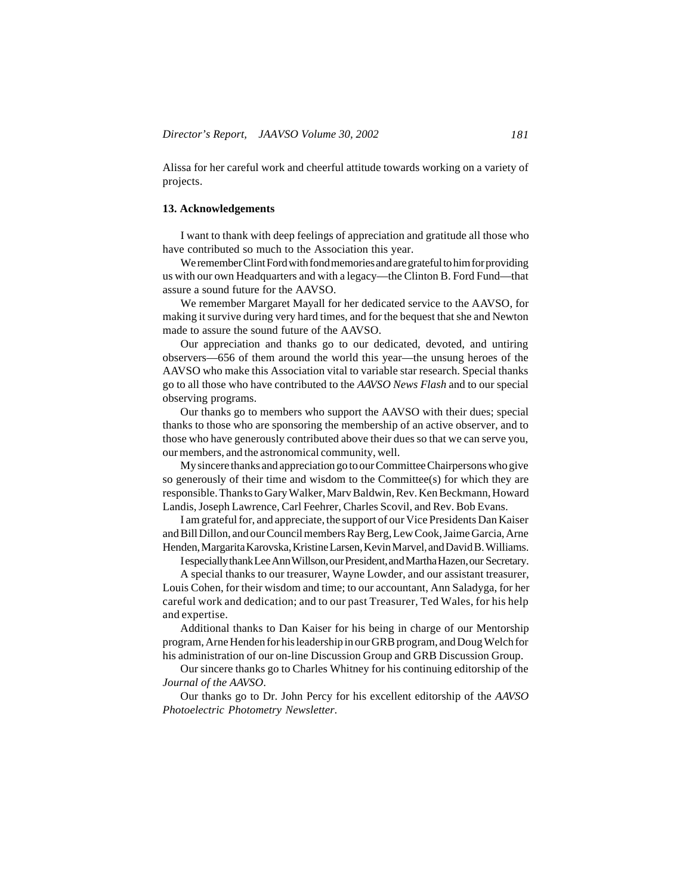Alissa for her careful work and cheerful attitude towards working on a variety of projects.

## 13. Acknowledgements

I want to thank with deep feelings of appreciation and gratitude all those who have contributed so much to the Association this year.

We remember Clint Ford with fond memories and are grateful to him for providing us with our own Headquarters and with a legacy—the Clinton B. Ford Fund—that assure a sound future for the AAVSO.

We remember Margaret Mayall for her dedicated service to the AAVSO, for making it survive during very hard times, and for the bequest that she and Newton made to assure the sound future of the AAVSO.

Our appreciation and thanks go to our dedicated, devoted, and untiring observers—656 of them around the world this year—the unsung heroes of the AAVSO who make this Association vital to variable star research. Special thanks go to all those who have contributed to the *AAVSO News Flash* and to our special observing programs.

Our thanks go to members who support the AAVSO with their dues; special thanks to those who are sponsoring the membership of an active observer, and to those who have generously contributed above their dues so that we can serve you, our members, and the astronomical community, well.

My sincere thanks and appreciation go to our Committee Chairpersons who give so generously of their time and wisdom to the Committee(s) for which they are responsible. Thanks to Gary Walker, Marv Baldwin, Rev. Ken Beckmann, Howard Landis, Joseph Lawrence, Carl Feehrer, Charles Scovil, and Rev. Bob Evans.

I am grateful for, and appreciate, the support of our Vice Presidents Dan Kaiser and Bill Dillon, and our Council members Ray Berg, Lew Cook, Jaime Garcia, Arne Henden, Margarita Karovska, Kristine Larsen, Kevin Marvel, and David B. Williams.

I especially thank Lee Ann Willson, our President, and Martha Hazen, our Secretary.

A special thanks to our treasurer, Wayne Lowder, and our assistant treasurer, Louis Cohen, for their wisdom and time; to our accountant, Ann Saladyga, for her careful work and dedication; and to our past Treasurer, Ted Wales, for his help and expertise.

Additional thanks to Dan Kaiser for his being in charge of our Mentorship program, Arne Henden for his leadership in our GRB program, and Doug Welch for his administration of our on-line Discussion Group and GRB Discussion Group.

Our sincere thanks go to Charles Whitney for his continuing editorship of the *Journal of the AAVSO*.

Our thanks go to Dr. John Percy for his excellent editorship of the *AAVSO Photoelectric Photometry Newsletter*.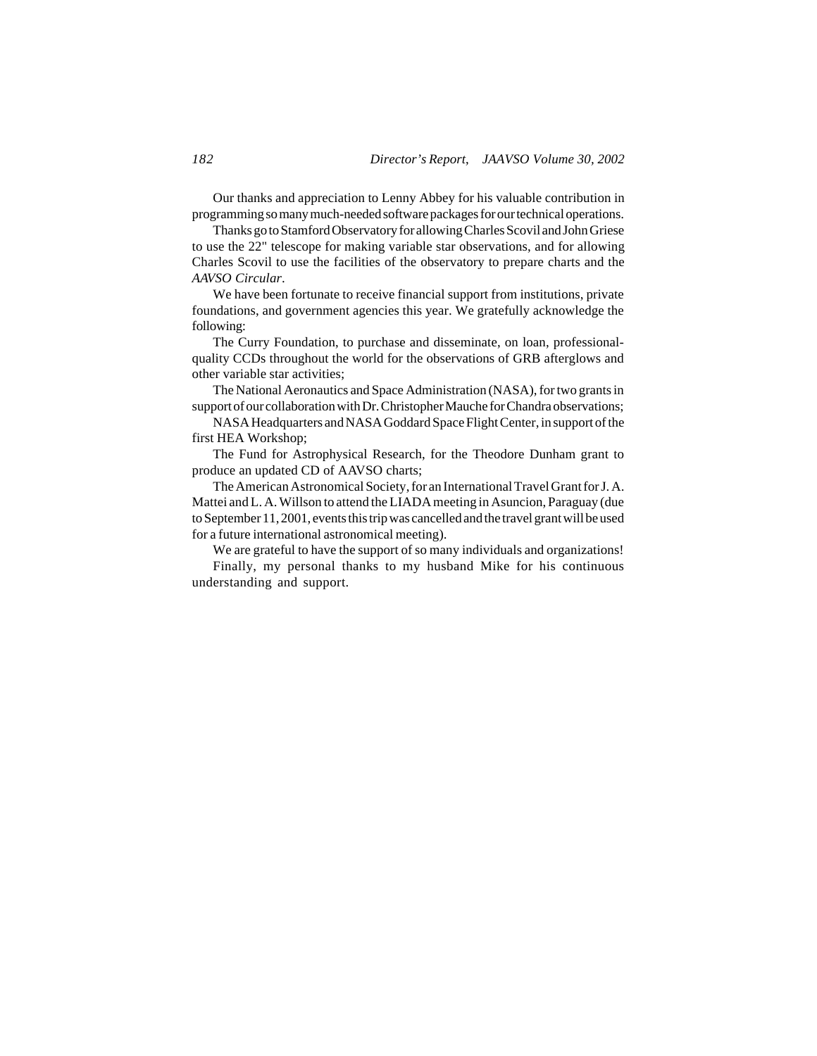Our thanks and appreciation to Lenny Abbey for his valuable contribution in programming so many much-needed software packages for our technical operations.

Thanks go to Stamford Observatory for allowing Charles Scovil and John Griese to use the 22" telescope for making variable star observations, and for allowing Charles Scovil to use the facilities of the observatory to prepare charts and the *AAVSO Circular*.

We have been fortunate to receive financial support from institutions, private foundations, and government agencies this year. We gratefully acknowledge the following:

The Curry Foundation, to purchase and disseminate, on loan, professional-quality CCDs throughout the world for the observations of GRB afterglows and other variable star activities;

The National Aeronautics and Space Administration (NASA), for two grants in support of our collaboration with Dr. Christopher Mauche for Chandra observations;

NASA Headquarters and NASA Goddard Space Flight Center, in support of the first HEA Workshop;

The Fund for Astrophysical Research, for the Theodore Dunham grant to produce an updated CD of AAVSO charts;

The American Astronomical Society, for an International Travel Grant for J. A. Mattei and L. A. Willson to attend the LIADA meeting in Asuncion, Paraguay (due to September 11, 2001, events this trip was cancelled and the travel grant will be used for a future international astronomical meeting).

We are grateful to have the support of so many individuals and organizations!

Finally, my personal thanks to my husband Mike for his continuous understanding and support.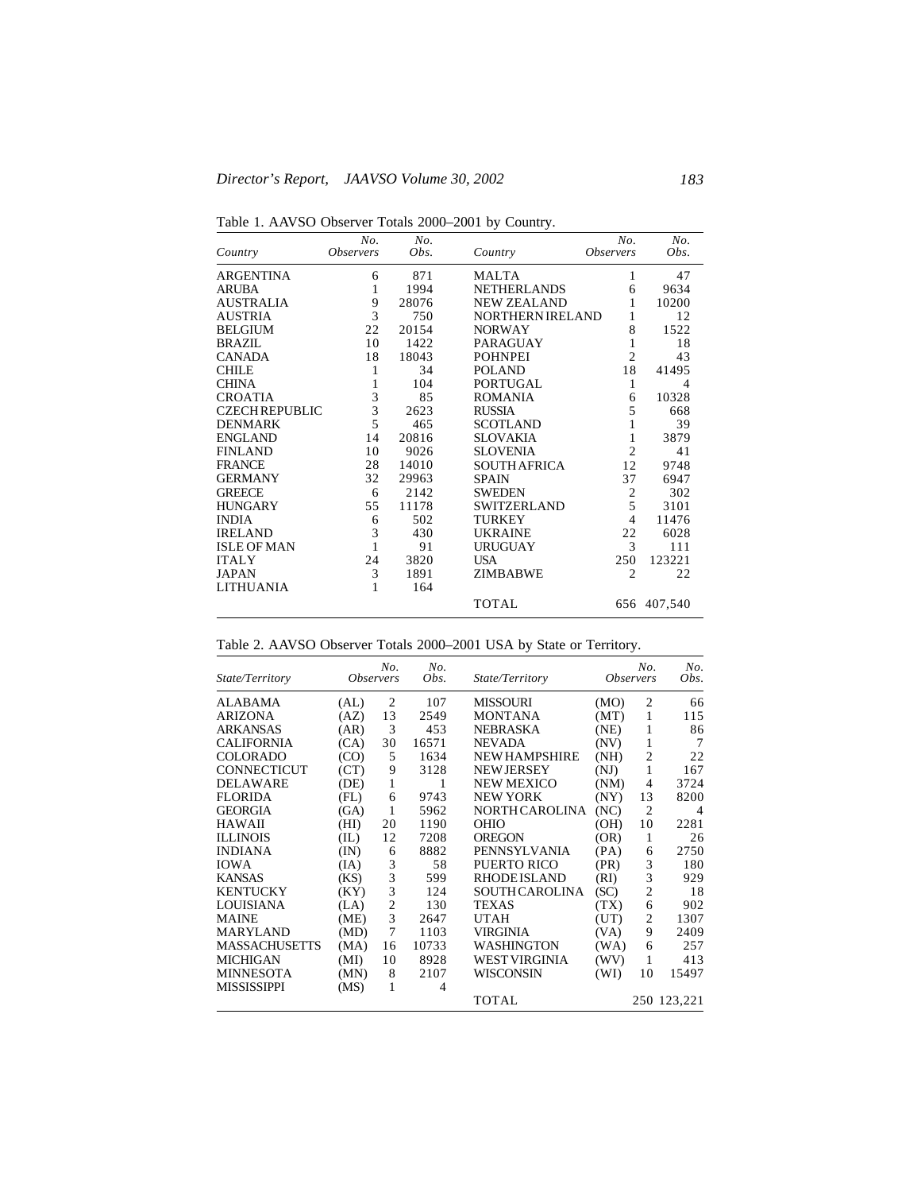Table 1. AAVSO Observer Totals 2000–2001 by Country.

| *Country* | *No. Observers* | *No. Obs.* | *Country* | *No. Observers* | *No. Obs.* |
|---|---|---|---|---|---|
| ARGENTINA | 6 | 871 | MALTA | 1 | 47 |
| ARUBA | 1 | 1994 | NETHERLANDS | 6 | 9634 |
| AUSTRALIA | 9 | 28076 | NEW ZEALAND | 1 | 10200 |
| AUSTRIA | 3 | 750 | NORTHERN IRELAND | 1 | 12 |
| BELGIUM | 22 | 20154 | NORWAY | 8 | 1522 |
| BRAZIL | 10 | 1422 | PARAGUAY | 1 | 18 |
| CANADA | 18 | 18043 | POHNPEI | 2 | 43 |
| CHILE | 1 | 34 | POLAND | 18 | 41495 |
| CHINA | 1 | 104 | PORTUGAL | 1 | 4 |
| CROATIA | 3 | 85 | ROMANIA | 6 | 10328 |
| CZECH REPUBLIC | 3 | 2623 | RUSSIA | 5 | 668 |
| DENMARK | 5 | 465 | SCOTLAND | 1 | 39 |
| ENGLAND | 14 | 20816 | SLOVAKIA | 1 | 3879 |
| FINLAND | 10 | 9026 | SLOVENIA | 2 | 41 |
| FRANCE | 28 | 14010 | SOUTH AFRICA | 12 | 9748 |
| GERMANY | 32 | 29963 | SPAIN | 37 | 6947 |
| GREECE | 6 | 2142 | SWEDEN | 2 | 302 |
| HUNGARY | 55 | 11178 | SWITZERLAND | 5 | 3101 |
| INDIA | 6 | 502 | TURKEY | 4 | 11476 |
| IRELAND | 3 | 430 | UKRAINE | 22 | 6028 |
| ISLE OF MAN | 1 | 91 | URUGUAY | 3 | 111 |
| ITALY | 24 | 3820 | USA | 250 | 123221 |
| JAPAN | 3 | 1891 | ZIMBABWE | 2 | 22 |
| LITHUANIA | 1 | 164 | | | |
| | | | TOTAL | 656 | 407,540 |

Table 2. AAVSO Observer Totals 2000–2001 USA by State or Territory.

| *State/Territory* | | *No. Observers* | *No. Obs.* | *State/Territory* | | *No. Observers* | *No. Obs.* |
|---|---|---|---|---|---|---|---|
| ALABAMA | (AL) | 2 | 107 | MISSOURI | (MO) | 2 | 66 |
| ARIZONA | (AZ) | 13 | 2549 | MONTANA | (MT) | 1 | 115 |
| ARKANSAS | (AR) | 3 | 453 | NEBRASKA | (NE) | 1 | 86 |
| CALIFORNIA | (CA) | 30 | 16571 | NEVADA | (NV) | 1 | 7 |
| COLORADO | (CO) | 5 | 1634 | NEW HAMPSHIRE | (NH) | 2 | 22 |
| CONNECTICUT | (CT) | 9 | 3128 | NEW JERSEY | (NJ) | 1 | 167 |
| DELAWARE | (DE) | 1 | 1 | NEW MEXICO | (NM) | 4 | 3724 |
| FLORIDA | (FL) | 6 | 9743 | NEW YORK | (NY) | 13 | 8200 |
| GEORGIA | (GA) | 1 | 5962 | NORTH CAROLINA | (NC) | 2 | 4 |
| HAWAII | (HI) | 20 | 1190 | OHIO | (OH) | 10 | 2281 |
| ILLINOIS | (IL) | 12 | 7208 | OREGON | (OR) | 1 | 26 |
| INDIANA | (IN) | 6 | 8882 | PENNSYLVANIA | (PA) | 6 | 2750 |
| IOWA | (IA) | 3 | 58 | PUERTO RICO | (PR) | 3 | 180 |
| KANSAS | (KS) | 3 | 599 | RHODE ISLAND | (RI) | 3 | 929 |
| KENTUCKY | (KY) | 3 | 124 | SOUTH CAROLINA | (SC) | 2 | 18 |
| LOUISIANA | (LA) | 2 | 130 | TEXAS | (TX) | 6 | 902 |
| MAINE | (ME) | 3 | 2647 | UTAH | (UT) | 2 | 1307 |
| MARYLAND | (MD) | 7 | 1103 | VIRGINIA | (VA) | 9 | 2409 |
| MASSACHUSETTS | (MA) | 16 | 10733 | WASHINGTON | (WA) | 6 | 257 |
| MICHIGAN | (MI) | 10 | 8928 | WEST VIRGINIA | (WV) | 1 | 413 |
| MINNESOTA | (MN) | 8 | 2107 | WISCONSIN | (WI) | 10 | 15497 |
| MISSISSIPPI | (MS) | 1 | 4 | | | | |
| | | | | TOTAL | | 250 | 123,221 |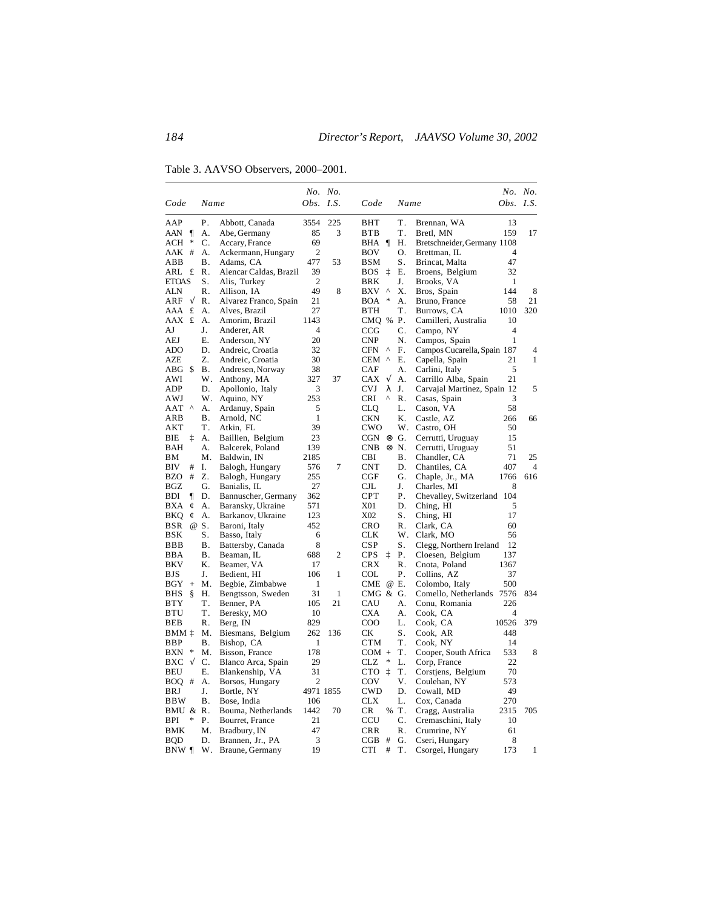Table 3. AAVSO Observers, 2000–2001.

| Code | | Name | | No. Obs. | No. I.S. |
|---|---|---|---|---|---|
| AAP | | P. | Abbott, Canada | 3554 | 225 |
| AAN | ¶ | A. | Abe, Germany | 85 | 3 |
| ACH | * | C. | Accary, France | 69 | |
| AAK | # | A. | Ackermann, Hungary | 2 | |
| ABB | | B. | Adams, CA | 477 | 53 |
| ARL | £ | R. | Alencar Caldas, Brazil | 39 | |
| ETOAS | | S. | Alis, Turkey | 2 | |
| ALN | | R. | Allison, IA | 49 | 8 |
| ARF | √ | R. | Alvarez Franco, Spain | 21 | |
| AAA | £ | A. | Alves, Brazil | 27 | |
| AAX | £ | A. | Amorim, Brazil | 1143 | |
| AJ | | J. | Anderer, AR | 4 | |
| AEJ | | E. | Anderson, NY | 20 | |
| ADO | | D. | Andreic, Croatia | 32 | |
| AZE | | Z. | Andreic, Croatia | 30 | |
| ABG | $ | B. | Andresen, Norway | 38 | |
| AWI | | W. | Anthony, MA | 327 | 37 |
| ADP | | D. | Apollonio, Italy | 3 | |
| AWJ | | W. | Aquino, NY | 253 | |
| AAT | ^ | A. | Ardanuy, Spain | 5 | |
| ARB | | B. | Arnold, NC | 1 | |
| AKT | | T. | Atkin, FL | 39 | |
| BIE | ‡ | A. | Baillien, Belgium | 23 | |
| BAH | | A. | Balcerek, Poland | 139 | |
| BM | | M. | Baldwin, IN | 2185 | |
| BIV | # | I. | Balogh, Hungary | 576 | 7 |
| BZO | # | Z. | Balogh, Hungary | 255 | |
| BGZ | | G. | Banialis, IL | 27 | |
| BDI | ¶ | D. | Bannuscher, Germany | 362 | |
| BXA | ¢ | A. | Baransky, Ukraine | 571 | |
| BKQ | ¢ | A. | Barkanov, Ukraine | 123 | |
| BSR | @ | S. | Baroni, Italy | 452 | |
| BSK | | S. | Basso, Italy | 6 | |
| BBB | | B. | Battersby, Canada | 8 | |
| BBA | | B. | Beaman, IL | 688 | 2 |
| BKV | | K. | Beamer, VA | 17 | |
| BJS | | J. | Bedient, HI | 106 | 1 |
| BGY | + | M. | Begbie, Zimbabwe | 1 | |
| BHS | § | H. | Bengtsson, Sweden | 31 | 1 |
| BTY | | T. | Benner, PA | 105 | 21 |
| BTU | | T. | Beresky, MO | 10 | |
| BEB | | R. | Berg, IN | 829 | |
| BMM | ‡ | M. | Biesmans, Belgium | 262 | 136 |
| BBP | | B. | Bishop, CA | 1 | |
| BXN | * | M. | Bisson, France | 178 | |
| BXC | √ | C. | Blanco Arca, Spain | 29 | |
| BEU | | E. | Blankenship, VA | 31 | |
| BOQ | # | A. | Borsos, Hungary | 2 | |
| BRJ | | J. | Bortle, NY | 4971 | 1855 |
| BBW | | B. | Bose, India | 106 | |
| BMU | & | R. | Bouma, Netherlands | 1442 | 70 |
| BPI | * | P. | Bourret, France | 21 | |
| BMK | | M. | Bradbury, IN | 47 | |
| BQD | | D. | Brannen, Jr., PA | 3 | |
| BNW | ¶ | W. | Braune, Germany | 19 | |
| BHT | | T. | Brennan, WA | 13 | |
| BTB | | T. | Bretl, MN | 159 | 17 |
| BHA | ¶ | H. | Bretschneider, Germany | 1108 | |
| BOV | | O. | Brettman, IL | 4 | |
| BSM | | S. | Brincat, Malta | 47 | |
| BOS | ‡ | E. | Broens, Belgium | 32 | |
| BRK | | J. | Brooks, VA | 1 | |
| BXV | ^ | X. | Bros, Spain | 144 | 8 |
| BOA | * | A. | Bruno, France | 58 | 21 |
| BTH | | T. | Burrows, CA | 1010 | 320 |
| CMQ | % | P. | Camilleri, Australia | 10 | |
| CCG | | C. | Campo, NY | 4 | |
| CNP | | N. | Campos, Spain | 1 | |
| CFN | ^ | F. | Campos Cucarella, Spain | 187 | 4 |
| CEM | ^ | E. | Capella, Spain | 21 | 1 |
| CAF | | A. | Carlini, Italy | 5 | |
| CAX | √ | A. | Carrillo Alba, Spain | 21 | |
| CVJ | λ | J. | Carvajal Martinez, Spain | 12 | 5 |
| CRI | ^ | R. | Casas, Spain | 3 | |
| CLQ | | L. | Cason, VA | 58 | |
| CKN | | K. | Castle, AZ | 266 | 66 |
| CWO | | W. | Castro, OH | 50 | |
| CGN | ⊗ | G. | Cerrutti, Uruguay | 15 | |
| CNB | ⊗ | N. | Cerrutti, Uruguay | 51 | |
| CBI | | B. | Chandler, CA | 71 | 25 |
| CNT | | D. | Chantiles, CA | 407 | 4 |
| CGF | | G. | Chaple, Jr., MA | 1766 | 616 |
| CJL | | J. | Charles, MI | 8 | |
| CPT | | P. | Chevalley, Switzerland | 104 | |
| X01 | | D. | Ching, HI | 5 | |
| X02 | | S. | Ching, HI | 17 | |
| CRO | | R. | Clark, CA | 60 | |
| CLK | | W. | Clark, MO | 56 | |
| CSP | | S. | Clegg, Northern Ireland | 12 | |
| CPS | ‡ | P. | Cloesen, Belgium | 137 | |
| CRX | | R. | Cnota, Poland | 1367 | |
| COL | | P. | Collins, AZ | 37 | |
| CME | @ | E. | Colombo, Italy | 500 | |
| CMG | & | G. | Comello, Netherlands | 7576 | 834 |
| CAU | | A. | Conu, Romania | 226 | |
| CXA | | A. | Cook, CA | 4 | |
| COO | | L. | Cook, CA | 10526 | 379 |
| CK | | S. | Cook, AR | 448 | |
| CTM | | T. | Cook, NY | 14 | |
| COM | + | T. | Cooper, South Africa | 533 | 8 |
| CLZ | * | L. | Corp, France | 22 | |
| CTO | ‡ | T. | Corstjens, Belgium | 70 | |
| COV | | V. | Coulehan, NY | 573 | |
| CWD | | D. | Cowall, MD | 49 | |
| CLX | | L. | Cox, Canada | 270 | |
| CR | % | T. | Cragg, Australia | 2315 | 705 |
| CCU | | C. | Cremaschini, Italy | 10 | |
| CRR | | R. | Crumrine, NY | 61 | |
| CGB | # | G. | Cseri, Hungary | 8 | |
| CTI | # | T. | Csorgei, Hungary | 173 | 1 |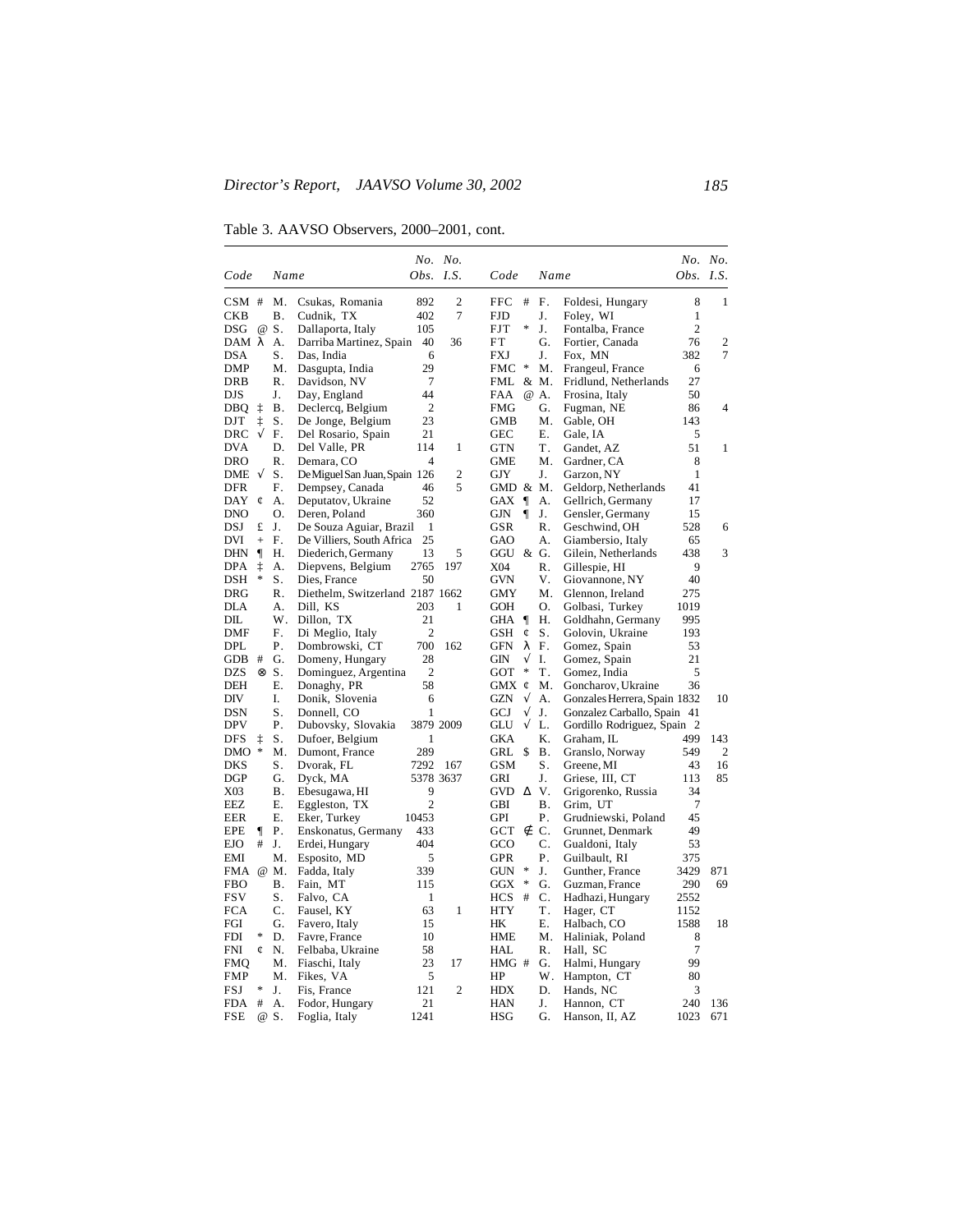Table 3. AAVSO Observers, 2000–2001, cont.

| Code | | Name | No. Obs. | No. I.S. |
|---|---|---|---|---|
| CSM | # | M. Csukas, Romania | 892 | 2 |
| CKB | | B. Cudnik, TX | 402 | 7 |
| DSG | @ | S. Dallaporta, Italy | 105 | |
| DAM | λ | A. Darriba Martinez, Spain | 40 | 36 |
| DSA | | S. Das, India | 6 | |
| DMP | | M. Dasgupta, India | 29 | |
| DRB | | R. Davidson, NV | 7 | |
| DJS | | J. Day, England | 44 | |
| DBQ | ‡ | B. Declercq, Belgium | 2 | |
| DJT | ‡ | S. De Jonge, Belgium | 23 | |
| DRC | √ | F. Del Rosario, Spain | 21 | |
| DVA | | D. Del Valle, PR | 114 | 1 |
| DRO | | R. Demara, CO | 4 | |
| DME | √ | S. De Miguel San Juan, Spain | 126 | 2 |
| DFR | | F. Dempsey, Canada | 46 | 5 |
| DAY | ¢ | A. Deputatov, Ukraine | 52 | |
| DNO | | O. Deren, Poland | 360 | |
| DSJ | £ | J. De Souza Aguiar, Brazil | 1 | |
| DVI | + | F. De Villiers, South Africa | 25 | |
| DHN | ¶ | H. Diederich, Germany | 13 | 5 |
| DPA | ‡ | A. Diepvens, Belgium | 2765 | 197 |
| DSH | * | S. Dies, France | 50 | |
| DRG | | R. Diethelm, Switzerland | 2187 | 1662 |
| DLA | | A. Dill, KS | 203 | 1 |
| DIL | | W. Dillon, TX | 21 | |
| DMF | | F. Di Meglio, Italy | 2 | |
| DPL | | P. Dombrowski, CT | 700 | 162 |
| GDB | # | G. Domeny, Hungary | 28 | |
| DZS | ⊗ | S. Dominguez, Argentina | 2 | |
| DEH | | E. Donaghy, PR | 58 | |
| DIV | | I. Donik, Slovenia | 6 | |
| DSN | | S. Donnell, CO | 1 | |
| DPV | | P. Dubovsky, Slovakia | 3879 | 2009 |
| DFS | ‡ | S. Dufoer, Belgium | 1 | |
| DMO | * | M. Dumont, France | 289 | |
| DKS | | S. Dvorak, FL | 7292 | 167 |
| DGP | | G. Dyck, MA | 5378 | 3637 |
| X03 | | B. Ebesugawa, HI | 9 | |
| EEZ | | E. Eggleston, TX | 2 | |
| EER | | E. Eker, Turkey | 10453 | |
| EPE | ¶ | P. Enskonatus, Germany | 433 | |
| EJO | # | J. Erdei, Hungary | 404 | |
| EMI | | M. Esposito, MD | 5 | |
| FMA | @ | M. Fadda, Italy | 339 | |
| FBO | | B. Fain, MT | 115 | |
| FSV | | S. Falvo, CA | 1 | |
| FCA | | C. Fausel, KY | 63 | 1 |
| FGI | | G. Favero, Italy | 15 | |
| FDI | * | D. Favre, France | 10 | |
| FNI | ¢ | N. Felbaba, Ukraine | 58 | |
| FMQ | | M. Fiaschi, Italy | 23 | 17 |
| FMP | | M. Fikes, VA | 5 | |
| FSJ | * | J. Fis, France | 121 | 2 |
| FDA | # | A. Fodor, Hungary | 21 | |
| FSE | @ | S. Foglia, Italy | 1241 | |
| FFC | # | F. Foldesi, Hungary | 8 | 1 |
| FJD | | J. Foley, WI | 1 | |
| FJT | * | J. Fontalba, France | 2 | |
| FT | | G. Fortier, Canada | 76 | 2 |
| FXJ | | J. Fox, MN | 382 | 7 |
| FMC | * | M. Frangeul, France | 6 | |
| FML | & | M. Fridlund, Netherlands | 27 | |
| FAA | @ | A. Frosina, Italy | 50 | |
| FMG | | G. Fugman, NE | 86 | 4 |
| GMB | | M. Gable, OH | 143 | |
| GEC | | E. Gale, IA | 5 | |
| GTN | | T. Gandet, AZ | 51 | 1 |
| GME | | M. Gardner, CA | 8 | |
| GJY | | J. Garzon, NY | 1 | |
| GMD | & | M. Geldorp, Netherlands | 41 | |
| GAX | ¶ | A. Gellrich, Germany | 17 | |
| GJN | ¶ | J. Gensler, Germany | 15 | |
| GSR | | R. Geschwind, OH | 528 | 6 |
| GAO | | A. Giambersio, Italy | 65 | |
| GGU | & | G. Gilein, Netherlands | 438 | 3 |
| X04 | | R. Gillespie, HI | 9 | |
| GVN | | V. Giovannone, NY | 40 | |
| GMY | | M. Glennon, Ireland | 275 | |
| GOH | | O. Golbasi, Turkey | 1019 | |
| GHA | ¶ | H. Goldhahn, Germany | 995 | |
| GSH | ¢ | S. Golovin, Ukraine | 193 | |
| GFN | λ | F. Gomez, Spain | 53 | |
| GIN | √ | I. Gomez, Spain | 21 | |
| GOT | * | T. Gomez, India | 5 | |
| GMX | ¢ | M. Goncharov, Ukraine | 36 | |
| GZN | √ | A. Gonzales Herrera, Spain | 1832 | 10 |
| GCJ | √ | J. Gonzalez Carballo, Spain | 41 | |
| GLU | √ | L. Gordillo Rodriguez, Spain | 2 | |
| GKA | | K. Graham, IL | 499 | 143 |
| GRL | $ | B. Granslo, Norway | 549 | 2 |
| GSM | | S. Greene, MI | 43 | 16 |
| GRI | | J. Griese, III, CT | 113 | 85 |
| GVD | Δ | V. Grigorenko, Russia | 34 | |
| GBI | | B. Grim, UT | 7 | |
| GPI | | P. Grudniewski, Poland | 45 | |
| GCT | ∉ | C. Grunnet, Denmark | 49 | |
| GCO | | C. Gualdoni, Italy | 53 | |
| GPR | | P. Guilbault, RI | 375 | |
| GUN | * | J. Gunther, France | 3429 | 871 |
| GGX | * | G. Guzman, France | 290 | 69 |
| HCS | # | C. Hadhazi, Hungary | 2552 | |
| HTY | | T. Hager, CT | 1152 | |
| HK | | E. Halbach, CO | 1588 | 18 |
| HME | | M. Haliniak, Poland | 8 | |
| HAL | | R. Hall, SC | 7 | |
| HMG | # | G. Halmi, Hungary | 99 | |
| HP | | W. Hampton, CT | 80 | |
| HDX | | D. Hands, NC | 3 | |
| HAN | | J. Hannon, CT | 240 | 136 |
| HSG | | G. Hanson, II, AZ | 1023 | 671 |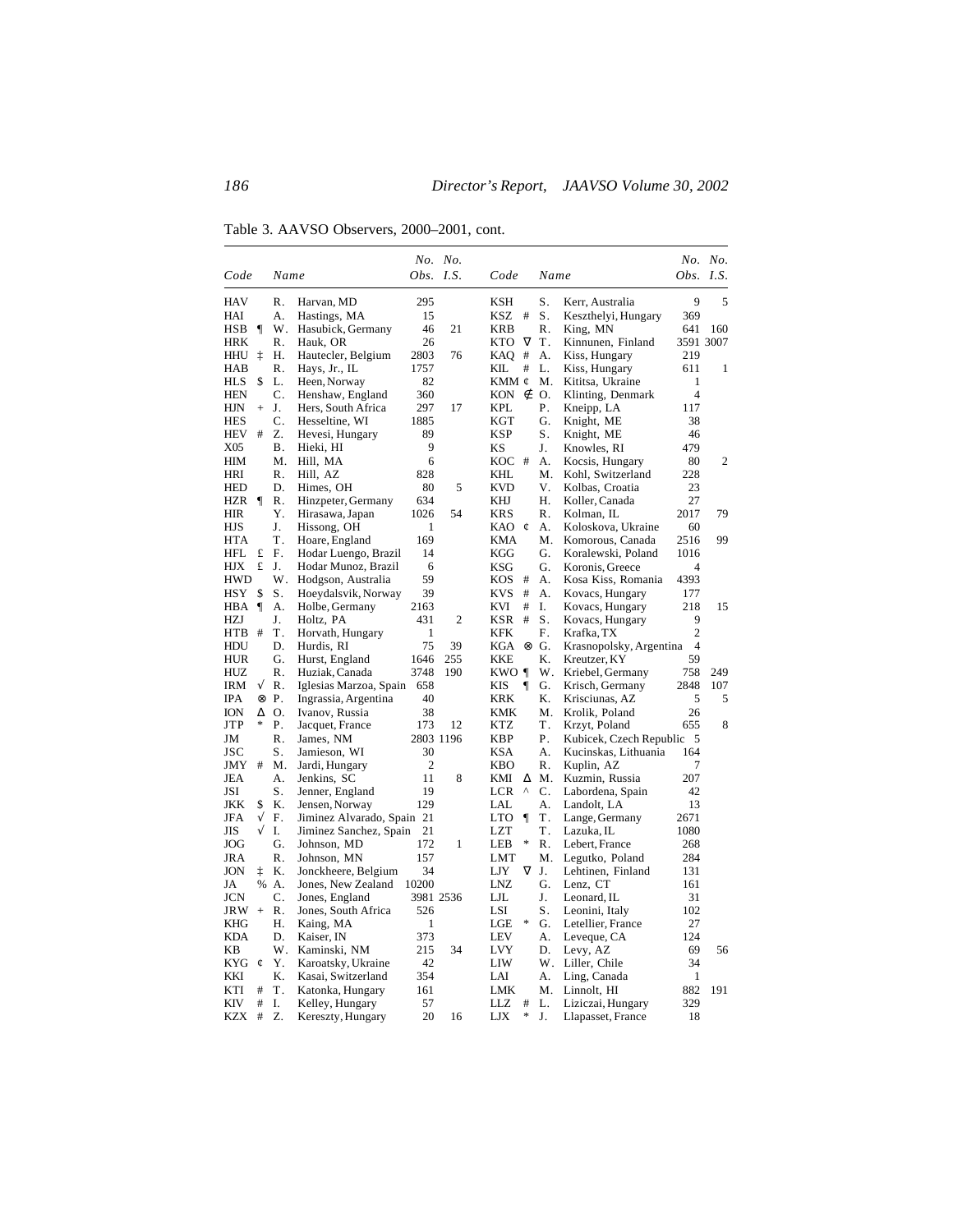Table 3. AAVSO Observers, 2000–2001, cont.

| Code | | Name | | No. Obs. | No. I.S. |
|---|---|---|---|---|---|
| HAV | | R. | Harvan, MD | 295 | |
| HAI | | A. | Hastings, MA | 15 | |
| HSB | ¶ | W. | Hasubick, Germany | 46 | 21 |
| HRK | | R. | Hauk, OR | 26 | |
| HHU | ‡ | H. | Hautecler, Belgium | 2803 | 76 |
| HAB | | R. | Hays, Jr., IL | 1757 | |
| HLS | $ | L. | Heen, Norway | 82 | |
| HEN | | C. | Henshaw, England | 360 | |
| HJN | + | J. | Hers, South Africa | 297 | 17 |
| HES | | C. | Hesseltine, WI | 1885 | |
| HEV | # | Z. | Hevesi, Hungary | 89 | |
| X05 | | B. | Hieki, HI | 9 | |
| HIM | | M. | Hill, MA | 6 | |
| HRI | | R. | Hill, AZ | 828 | |
| HED | | D. | Himes, OH | 80 | 5 |
| HZR | ¶ | R. | Hinzpeter, Germany | 634 | |
| HIR | | Y. | Hirasawa, Japan | 1026 | 54 |
| HJS | | J. | Hissong, OH | 1 | |
| HTA | | T. | Hoare, England | 169 | |
| HFL | £ | F. | Hodar Luengo, Brazil | 14 | |
| HJX | £ | J. | Hodar Munoz, Brazil | 6 | |
| HWD | | W. | Hodgson, Australia | 59 | |
| HSY | $ | S. | Hoeydalsvik, Norway | 39 | |
| HBA | ¶ | A. | Holbe, Germany | 2163 | |
| HZJ | | J. | Holtz, PA | 431 | 2 |
| HTB | # | T. | Horvath, Hungary | 1 | |
| HDU | | D. | Hurdis, RI | 75 | 39 |
| HUR | | G. | Hurst, England | 1646 | 255 |
| HUZ | | R. | Huziak, Canada | 3748 | 190 |
| IRM | √ | R. | Iglesias Marzoa, Spain | 658 | |
| IPA | ⊗ | P. | Ingrassia, Argentina | 40 | |
| ION | Δ | O. | Ivanov, Russia | 38 | |
| JTP | * | P. | Jacquet, France | 173 | 12 |
| JM | | R. | James, NM | 2803 | 1196 |
| JSC | | S. | Jamieson, WI | 30 | |
| JMY | # | M. | Jardi, Hungary | 2 | |
| JEA | | A. | Jenkins, SC | 11 | 8 |
| JSI | | S. | Jenner, England | 19 | |
| JKK | $ | K. | Jensen, Norway | 129 | |
| JFA | √ | F. | Jiminez Alvarado, Spain | 21 | |
| JIS | √ | I. | Jiminez Sanchez, Spain | 21 | |
| JOG | | G. | Johnson, MD | 172 | 1 |
| JRA | | R. | Johnson, MN | 157 | |
| JON | ‡ | K. | Jonckheere, Belgium | 34 | |
| JA | % | A. | Jones, New Zealand | 10200 | |
| JCN | | C. | Jones, England | 3981 | 2536 |
| JRW | + | R. | Jones, South Africa | 526 | |
| KHG | | H. | Kaing, MA | 1 | |
| KDA | | D. | Kaiser, IN | 373 | |
| KB | | W. | Kaminski, NM | 215 | 34 |
| KYG | ¢ | Y. | Karoatsky, Ukraine | 42 | |
| KKI | | K. | Kasai, Switzerland | 354 | |
| KTI | # | T. | Katonka, Hungary | 161 | |
| KIV | # | I. | Kelley, Hungary | 57 | |
| KZX | # | Z. | Kereszty, Hungary | 20 | 16 |
| KSH | | S. | Kerr, Australia | 9 | 5 |
| KSZ | # | S. | Keszthelyi, Hungary | 369 | |
| KRB | | R. | King, MN | 641 | 160 |
| KTO | ∇ | T. | Kinnunen, Finland | 3591 | 3007 |
| KAQ | # | A. | Kiss, Hungary | 219 | |
| KIL | # | L. | Kiss, Hungary | 611 | 1 |
| KMM | ¢ | M. | Kititsa, Ukraine | 1 | |
| KON | ∉ | O. | Klinting, Denmark | 4 | |
| KPL | | P. | Kneipp, LA | 117 | |
| KGT | | G. | Knight, ME | 38 | |
| KSP | | S. | Knight, ME | 46 | |
| KS | | J. | Knowles, RI | 479 | |
| KOC | # | A. | Kocsis, Hungary | 80 | 2 |
| KHL | | M. | Kohl, Switzerland | 228 | |
| KVD | | V. | Kolbas, Croatia | 23 | |
| KHJ | | H. | Koller, Canada | 27 | |
| KRS | | R. | Kolman, IL | 2017 | 79 |
| KAO | ¢ | A. | Koloskova, Ukraine | 60 | |
| KMA | | M. | Komorous, Canada | 2516 | 99 |
| KGG | | G. | Koralewski, Poland | 1016 | |
| KSG | | G. | Koronis, Greece | 4 | |
| KOS | # | A. | Kosa Kiss, Romania | 4393 | |
| KVS | # | A. | Kovacs, Hungary | 177 | |
| KVI | # | I. | Kovacs, Hungary | 218 | 15 |
| KSR | # | S. | Kovacs, Hungary | 9 | |
| KFK | | F. | Krafka, TX | 2 | |
| KGA | ⊗ | G. | Krasnopolsky, Argentina | 4 | |
| KKE | | K. | Kreutzer, KY | 59 | |
| KWO | ¶ | W. | Kriebel, Germany | 758 | 249 |
| KIS | ¶ | G. | Krisch, Germany | 2848 | 107 |
| KRK | | K. | Krisciunas, AZ | 5 | 5 |
| KMK | | M. | Krolik, Poland | 26 | |
| KTZ | | T. | Krzyt, Poland | 655 | 8 |
| KBP | | P. | Kubicek, Czech Republic | 5 | |
| KSA | | A. | Kucinskas, Lithuania | 164 | |
| KBO | | R. | Kuplin, AZ | 7 | |
| KMI | Δ | M. | Kuzmin, Russia | 207 | |
| LCR | ^ | C. | Labordena, Spain | 42 | |
| LAL | | A. | Landolt, LA | 13 | |
| LTO | ¶ | T. | Lange, Germany | 2671 | |
| LZT | | T. | Lazuka, IL | 1080 | |
| LEB | * | R. | Lebert, France | 268 | |
| LMT | | M. | Legutko, Poland | 284 | |
| LJY | ∇ | J. | Lehtinen, Finland | 131 | |
| LNZ | | G. | Lenz, CT | 161 | |
| LJL | | J. | Leonard, IL | 31 | |
| LSI | | S. | Leonini, Italy | 102 | |
| LGE | * | G. | Letellier, France | 27 | |
| LEV | | A. | Leveque, CA | 124 | |
| LVY | | D. | Levy, AZ | 69 | 56 |
| LIW | | W. | Liller, Chile | 34 | |
| LAI | | A. | Ling, Canada | 1 | |
| LMK | | M. | Linnolt, HI | 882 | 191 |
| LLZ | # | L. | Liziczai, Hungary | 329 | |
| LJX | * | J. | Llapasset, France | 18 | |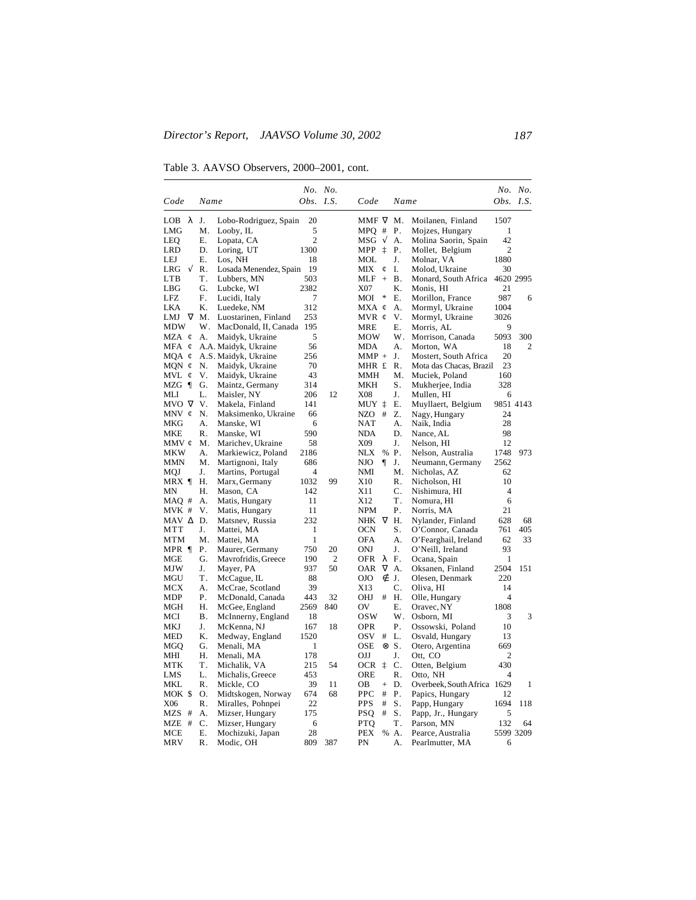Table 3. AAVSO Observers, 2000–2001, cont.

| Code | | Name | | No. Obs. | No. I.S. | Code | | Name | | No. Obs. | No. I.S. |
|---|---|---|---|---|---|---|---|---|---|---|---|
| LOB | λ | J. | Lobo-Rodriguez, Spain | 20 | | MMF | ∇ | M. | Moilanen, Finland | 1507 | |
| LMG | | M. | Looby, IL | 5 | | MPQ | # | P. | Mojzes, Hungary | 1 | |
| LEQ | | E. | Lopata, CA | 2 | | MSG | √ | A. | Molina Saorin, Spain | 42 | |
| LRD | | D. | Loring, UT | 1300 | | MPP | ‡ | P. | Mollet, Belgium | 2 | |
| LEJ | | E. | Los, NH | 18 | | MOL | | J. | Molnar, VA | 1880 | |
| LRG | √ | R. | Losada Menendez, Spain | 19 | | MIX | ¢ | I. | Molod, Ukraine | 30 | |
| LTB | | T. | Lubbers, MN | 503 | | MLF | + | B. | Monard, South Africa | 4620 | 2995 |
| LBG | | G. | Lubcke, WI | 2382 | | X07 | | K. | Monis, HI | 21 | |
| LFZ | | F. | Lucidi, Italy | 7 | | MOI | * | E. | Morillon, France | 987 | 6 |
| LKA | | K. | Luedeke, NM | 312 | | MXA | ¢ | A. | Mormyl, Ukraine | 1004 | |
| LMJ | ∇ | M. | Luostarinen, Finland | 253 | | MVR | ¢ | V. | Mormyl, Ukraine | 3026 | |
| MDW | | W. | MacDonald, II, Canada | 195 | | MRE | | E. | Morris, AL | 9 | |
| MZA | ¢ | A. | Maidyk, Ukraine | 5 | | MOW | | W. | Morrison, Canada | 5093 | 300 |
| MFA | ¢ | A.A. | Maidyk, Ukraine | 56 | | MDA | | A. | Morton, WA | 18 | 2 |
| MQA | ¢ | A.S. | Maidyk, Ukraine | 256 | | MMP | + | J. | Mostert, South Africa | 20 | |
| MQN | ¢ | N. | Maidyk, Ukraine | 70 | | MHR | £ | R. | Mota das Chacas, Brazil | 23 | |
| MVL | ¢ | V. | Maidyk, Ukraine | 43 | | MMH | | M. | Muciek, Poland | 160 | |
| MZG | ¶ | G. | Maintz, Germany | 314 | | MKH | | S. | Mukherjee, India | 328 | |
| MLI | | L. | Maisler, NY | 206 | 12 | X08 | | J. | Mullen, HI | 6 | |
| MVO | ∇ | V. | Makela, Finland | 141 | | MUY | ‡ | E. | Muyllaert, Belgium | 9851 | 4143 |
| MNV | ¢ | N. | Maksimenko, Ukraine | 66 | | NZO | # | Z. | Nagy, Hungary | 24 | |
| MKG | | A. | Manske, WI | 6 | | NAT | | A. | Naik, India | 28 | |
| MKE | | R. | Manske, WI | 590 | | NDA | | D. | Nance, AL | 98 | |
| MMV | ¢ | M. | Marichev, Ukraine | 58 | | X09 | | J. | Nelson, HI | 12 | |
| MKW | | A. | Markiewicz, Poland | 2186 | | NLX | % | P. | Nelson, Australia | 1748 | 973 |
| MMN | | M. | Martignoni, Italy | 686 | | NJO | ¶ | J. | Neumann, Germany | 2562 | |
| MQJ | | J. | Martins, Portugal | 4 | | NMI | | M. | Nicholas, AZ | 62 | |
| MRX | ¶ | H. | Marx, Germany | 1032 | 99 | X10 | | R. | Nicholson, HI | 10 | |
| MN | | H. | Mason, CA | 142 | | X11 | | C. | Nishimura, HI | 4 | |
| MAQ | # | A. | Matis, Hungary | 11 | | X12 | | T. | Nomura, HI | 6 | |
| MVK | # | V. | Matis, Hungary | 11 | | NPM | | P. | Norris, MA | 21 | |
| MAV | Δ | D. | Matsnev, Russia | 232 | | NHK | ∇ | H. | Nylander, Finland | 628 | 68 |
| MTT | | J. | Mattei, MA | 1 | | OCN | | S. | O'Connor, Canada | 761 | 405 |
| MTM | | M. | Mattei, MA | 1 | | OFA | | A. | O'Fearghail, Ireland | 62 | 33 |
| MPR | ¶ | P. | Maurer, Germany | 750 | 20 | ONJ | | J. | O'Neill, Ireland | 93 | |
| MGE | | G. | Mavrofridis, Greece | 190 | 2 | OFR | λ | F. | Ocana, Spain | 1 | |
| MJW | | J. | Mayer, PA | 937 | 50 | OAR | ∇ | A. | Oksanen, Finland | 2504 | 151 |
| MGU | | T. | McCague, IL | 88 | | OJO | ∉ | J. | Olesen, Denmark | 220 | |
| MCX | | A. | McCrae, Scotland | 39 | | X13 | | C. | Oliva, HI | 14 | |
| MDP | | P. | McDonald, Canada | 443 | 32 | OHJ | # | H. | Olle, Hungary | 4 | |
| MGH | | H. | McGee, England | 2569 | 840 | OV | | E. | Oravec, NY | 1808 | |
| MCI | | B. | McInnerny, England | 18 | | OSW | | W. | Osborn, MI | 3 | 3 |
| MKJ | | J. | McKenna, NJ | 167 | 18 | OPR | | P. | Ossowski, Poland | 10 | |
| MED | | K. | Medway, England | 1520 | | OSV | # | L. | Osvald, Hungary | 13 | |
| MGQ | | G. | Menali, MA | 1 | | OSE | ⊗ | S. | Otero, Argentina | 669 | |
| MHI | | H. | Menali, MA | 178 | | OJJ | | J. | Ott, CO | 2 | |
| MTK | | T. | Michalik, VA | 215 | 54 | OCR | ‡ | C. | Otten, Belgium | 430 | |
| LMS | | L. | Michalis, Greece | 453 | | ORE | | R. | Otto, NH | 4 | |
| MKL | | R. | Mickle, CO | 39 | 11 | OB | + | D. | Overbeek, South Africa | 1629 | 1 |
| MOK | $ | O. | Midtskogen, Norway | 674 | 68 | PPC | # | P. | Papics, Hungary | 12 | |
| X06 | | R. | Miralles, Pohnpei | 22 | | PPS | # | S. | Papp, Hungary | 1694 | 118 |
| MZS | # | A. | Mizser, Hungary | 175 | | PSQ | # | S. | Papp, Jr., Hungary | 5 | |
| MZE | # | C. | Mizser, Hungary | 6 | | PTQ | | T. | Parson, MN | 132 | 64 |
| MCE | | E. | Mochizuki, Japan | 28 | | PEX | % | A. | Pearce, Australia | 5599 | 3209 |
| MRV | | R. | Modic, OH | 809 | 387 | PN | | A. | Pearlmutter, MA | 6 | |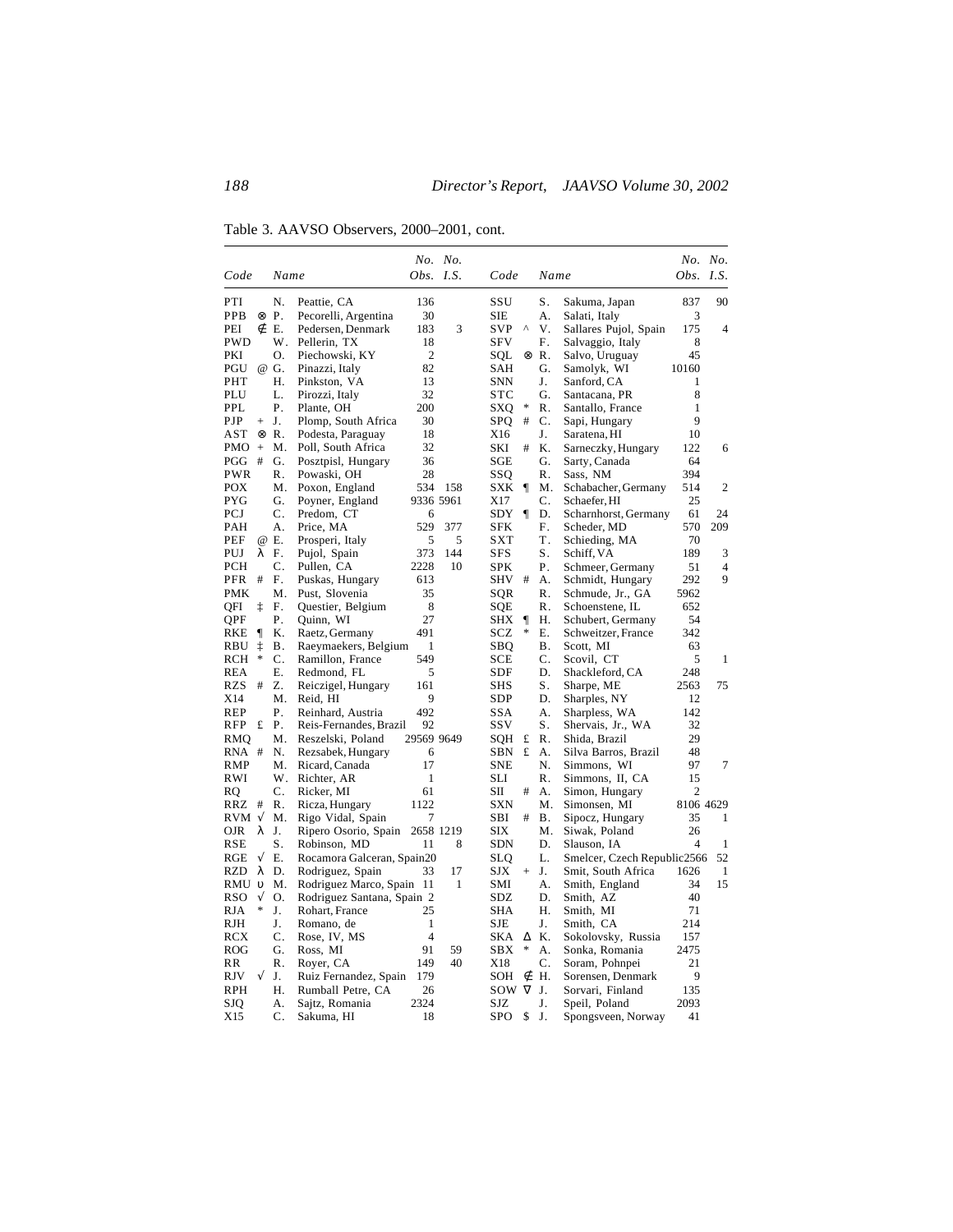Table 3. AAVSO Observers, 2000–2001, cont.

| Code | | Name | | No. Obs. | No. I.S. | Code | | Name | | No. Obs. | No. I.S. |
|---|---|---|---|---|---|---|---|---|---|---|---|
| PTI | | N. | Peattie, CA | 136 | | SSU | | S. | Sakuma, Japan | 837 | 90 |
| PPB | ⊗ | P. | Pecorelli, Argentina | 30 | | SIE | | A. | Salati, Italy | 3 | |
| PEI | ∉ | E. | Pedersen, Denmark | 183 | 3 | SVP | ^ | V. | Sallares Pujol, Spain | 175 | 4 |
| PWD | | W. | Pellerin, TX | 18 | | SFV | | F. | Salvaggio, Italy | 8 | |
| PKI | | O. | Piechowski, KY | 2 | | SQL | ⊗ | R. | Salvo, Uruguay | 45 | |
| PGU | @ | G. | Pinazzi, Italy | 82 | | SAH | | G. | Samolyk, WI | 10160 | |
| PHT | | H. | Pinkston, VA | 13 | | SNN | | J. | Sanford, CA | 1 | |
| PLU | | L. | Pirozzi, Italy | 32 | | STC | | G. | Santacana, PR | 8 | |
| PPL | | P. | Plante, OH | 200 | | SXQ | * | R. | Santallo, France | 1 | |
| PJP | + | J. | Plomp, South Africa | 30 | | SPQ | # | C. | Sapi, Hungary | 9 | |
| AST | ⊗ | R. | Podesta, Paraguay | 18 | | X16 | | J. | Saratena, HI | 10 | |
| PMO | + | M. | Poll, South Africa | 32 | | SKI | # | K. | Sarneczky, Hungary | 122 | 6 |
| PGG | # | G. | Posztpisl, Hungary | 36 | | SGE | | G. | Sarty, Canada | 64 | |
| PWR | | R. | Powaski, OH | 28 | | SSQ | | R. | Sass, NM | 394 | |
| POX | | M. | Poxon, England | 534 | 158 | SXK | ¶ | M. | Schabacher, Germany | 514 | 2 |
| PYG | | G. | Poyner, England | 9336 | 5961 | X17 | | C. | Schaefer, HI | 25 | |
| PCJ | | C. | Predom, CT | 6 | | SDY | ¶ | D. | Scharnhorst, Germany | 61 | 24 |
| PAH | | A. | Price, MA | 529 | 377 | SFK | | F. | Scheder, MD | 570 | 209 |
| PEF | @ | E. | Prosperi, Italy | 5 | 5 | SXT | | T. | Schieding, MA | 70 | |
| PUJ | λ | F. | Pujol, Spain | 373 | 144 | SFS | | S. | Schiff, VA | 189 | 3 |
| PCH | | C. | Pullen, CA | 2228 | 10 | SPK | | P. | Schmeer, Germany | 51 | 4 |
| PFR | # | F. | Puskas, Hungary | 613 | | SHV | # | A. | Schmidt, Hungary | 292 | 9 |
| PMK | | M. | Pust, Slovenia | 35 | | SQR | | R. | Schmude, Jr., GA | 5962 | |
| QFI | ‡ | F. | Questier, Belgium | 8 | | SQE | | R. | Schoenstene, IL | 652 | |
| QPF | | P. | Quinn, WI | 27 | | SHX | ¶ | H. | Schubert, Germany | 54 | |
| RKE | ¶ | K. | Raetz, Germany | 491 | | SCZ | * | E. | Schweitzer, France | 342 | |
| RBU | ‡ | B. | Raeymaekers, Belgium | 1 | | SBQ | | B. | Scott, MI | 63 | |
| RCH | * | C. | Ramillon, France | 549 | | SCE | | C. | Scovil, CT | 5 | 1 |
| REA | | E. | Redmond, FL | 5 | | SDF | | D. | Shackleford, CA | 248 | |
| RZS | # | Z. | Reiczigel, Hungary | 161 | | SHS | | S. | Sharpe, ME | 2563 | 75 |
| X14 | | M. | Reid, HI | 9 | | SDP | | D. | Sharples, NY | 12 | |
| REP | | P. | Reinhard, Austria | 492 | | SSA | | A. | Sharpless, WA | 142 | |
| RFP | £ | P. | Reis-Fernandes, Brazil | 92 | | SSV | | S. | Shervais, Jr., WA | 32 | |
| RMQ | | M. | Reszelski, Poland | 29569 | 9649 | SQH | £ | R. | Shida, Brazil | 29 | |
| RNA | # | N. | Rezsabek, Hungary | 6 | | SBN | £ | A. | Silva Barros, Brazil | 48 | |
| RMP | | M. | Ricard, Canada | 17 | | SNE | | N. | Simmons, WI | 97 | 7 |
| RWI | | W. | Richter, AR | 1 | | SLI | | R. | Simmons, II, CA | 15 | |
| RQ | | C. | Ricker, MI | 61 | | SII | # | A. | Simon, Hungary | 2 | |
| RRZ | # | R. | Ricza, Hungary | 1122 | | SXN | | M. | Simonsen, MI | 8106 | 4629 |
| RVM | √ | M. | Rigo Vidal, Spain | 7 | | SBI | # | B. | Sipocz, Hungary | 35 | 1 |
| OJR | λ | J. | Ripero Osorio, Spain | 2658 | 1219 | SIX | | M. | Siwak, Poland | 26 | |
| RSE | | S. | Robinson, MD | 11 | 8 | SDN | | D. | Slauson, IA | 4 | 1 |
| RGE | √ | E. | Rocamora Galceran, Spain | 20 | | SLQ | | L. | Smelcer, Czech Republic | 2566 | 52 |
| RZD | λ | D. | Rodriguez, Spain | 33 | 17 | SJX | + | J. | Smit, South Africa | 1626 | 1 |
| RMU | υ | M. | Rodriguez Marco, Spain | 11 | 1 | SMI | | A. | Smith, England | 34 | 15 |
| RSO | √ | O. | Rodriguez Santana, Spain | 2 | | SDZ | | D. | Smith, AZ | 40 | |
| RJA | * | J. | Rohart, France | 25 | | SHA | | H. | Smith, MI | 71 | |
| RJH | | J. | Romano, de | 1 | | SJE | | J. | Smith, CA | 214 | |
| RCX | | C. | Rose, IV, MS | 4 | | SKA | Δ | K. | Sokolovsky, Russia | 157 | |
| ROG | | G. | Ross, MI | 91 | 59 | SBX | * | A. | Sonka, Romania | 2475 | |
| RR | | R. | Royer, CA | 149 | 40 | X18 | | C. | Soram, Pohnpei | 21 | |
| RJV | √ | J. | Ruiz Fernandez, Spain | 179 | | SOH | ∉ | H. | Sorensen, Denmark | 9 | |
| RPH | | H. | Rumball Petre, CA | 26 | | SOW | ∇ | J. | Sorvari, Finland | 135 | |
| SJQ | | A. | Sajtz, Romania | 2324 | | SJZ | | J. | Speil, Poland | 2093 | |
| X15 | | C. | Sakuma, HI | 18 | | SPO | $ | J. | Spongsveen, Norway | 41 | |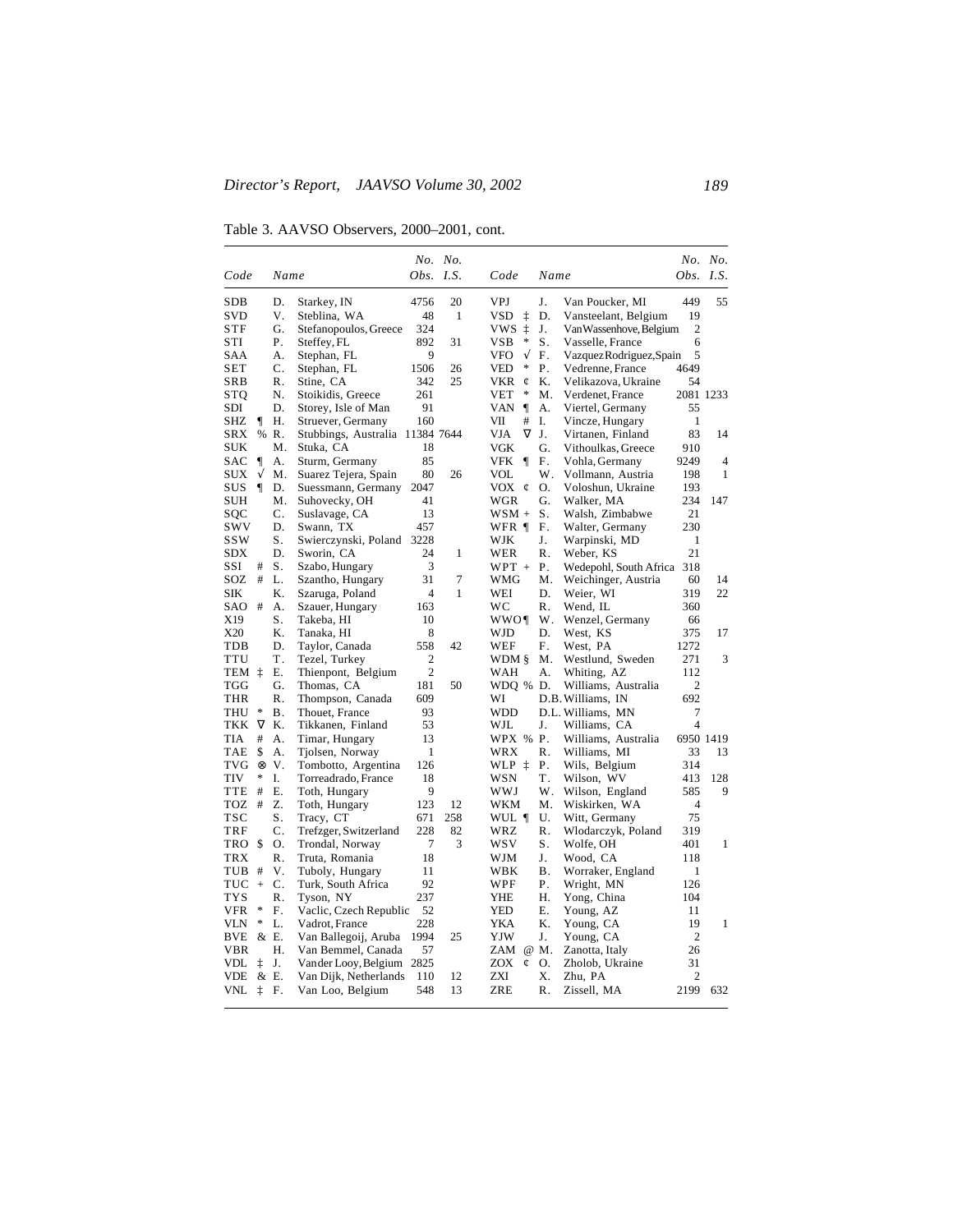Table 3. AAVSO Observers, 2000–2001, cont.

| Code | | Name | | No. Obs. | No. I.S. | Code | | Name | | No. Obs. | No. I.S. |
|---|---|---|---|---|---|---|---|---|---|---|---|
| SDB | | D. | Starkey, IN | 4756 | 20 | VPJ | | J. | Van Poucker, MI | 449 | 55 |
| SVD | | V. | Steblina, WA | 48 | 1 | VSD | ‡ | D. | Vansteelant, Belgium | 19 | |
| STF | | G. | Stefanopoulos, Greece | 324 | | VWS | ‡ | J. | Van Wassenhove, Belgium | 2 | |
| STI | | P. | Steffey, FL | 892 | 31 | VSB | * | S. | Vasselle, France | 6 | |
| SAA | | A. | Stephan, FL | 9 | | VFO | √ | F. | Vazquez Rodriguez, Spain | 5 | |
| SET | | C. | Stephan, FL | 1506 | 26 | VED | * | P. | Vedrenne, France | 4649 | |
| SRB | | R. | Stine, CA | 342 | 25 | VKR | ¢ | K. | Velikazova, Ukraine | 54 | |
| STQ | | N. | Stoikidis, Greece | 261 | | VET | * | M. | Verdenet, France | 2081 | 1233 |
| SDI | | D. | Storey, Isle of Man | 91 | | VAN | ¶ | A. | Viertel, Germany | 55 | |
| SHZ | ¶ | H. | Struever, Germany | 160 | | VII | # | I. | Vincze, Hungary | 1 | |
| SRX | % | R. | Stubbings, Australia | 11384 | 7644 | VJA | ∇ | J. | Virtanen, Finland | 83 | 14 |
| SUK | | M. | Stuka, CA | 18 | | VGK | | G. | Vithoulkas, Greece | 910 | |
| SAC | ¶ | A. | Sturm, Germany | 85 | | VFK | ¶ | F. | Vohla, Germany | 9249 | 4 |
| SUX | √ | M. | Suarez Tejera, Spain | 80 | 26 | VOL | | W. | Vollmann, Austria | 198 | 1 |
| SUS | ¶ | D. | Suessmann, Germany | 2047 | | VOX | ¢ | O. | Voloshun, Ukraine | 193 | |
| SUH | | M. | Suhovecky, OH | 41 | | WGR | | G. | Walker, MA | 234 | 147 |
| SQC | | C. | Suslavage, CA | 13 | | WSM | + | S. | Walsh, Zimbabwe | 21 | |
| SWV | | D. | Swann, TX | 457 | | WFR | ¶ | F. | Walter, Germany | 230 | |
| SSW | | S. | Swierczynski, Poland | 3228 | | WJK | | J. | Warpinski, MD | 1 | |
| SDX | | D. | Sworin, CA | 24 | 1 | WER | | R. | Weber, KS | 21 | |
| SSI | # | S. | Szabo, Hungary | 3 | | WPT | + | P. | Wedepohl, South Africa | 318 | |
| SOZ | # | L. | Szantho, Hungary | 31 | 7 | WMG | | M. | Weichinger, Austria | 60 | 14 |
| SIK | | K. | Szaruga, Poland | 4 | 1 | WEI | | D. | Weier, WI | 319 | 22 |
| SAO | # | A. | Szauer, Hungary | 163 | | WC | | R. | Wend, IL | 360 | |
| X19 | | S. | Takeba, HI | 10 | | WWO | ¶ | W. | Wenzel, Germany | 66 | |
| X20 | | K. | Tanaka, HI | 8 | | WJD | | D. | West, KS | 375 | 17 |
| TDB | | D. | Taylor, Canada | 558 | 42 | WEF | | F. | West, PA | 1272 | |
| TTU | | T. | Tezel, Turkey | 2 | | WDM | § | M. | Westlund, Sweden | 271 | 3 |
| TEM | ‡ | E. | Thienpont, Belgium | 2 | | WAH | | A. | Whiting, AZ | 112 | |
| TGG | | G. | Thomas, CA | 181 | 50 | WDQ | % | D. | Williams, Australia | 2 | |
| THR | | R. | Thompson, Canada | 609 | | WI | | D.B. | Williams, IN | 692 | |
| THU | * | B. | Thouet, France | 93 | | WDD | | D.L. | Williams, MN | 7 | |
| TKK | ∇ | K. | Tikkanen, Finland | 53 | | WJL | | J. | Williams, CA | 4 | |
| TIA | # | A. | Timar, Hungary | 13 | | WPX | % | P. | Williams, Australia | 6950 | 1419 |
| TAE | $ | A. | Tjolsen, Norway | 1 | | WRX | | R. | Williams, MI | 33 | 13 |
| TVG | ⊗ | V. | Tombotto, Argentina | 126 | | WLP | ‡ | P. | Wils, Belgium | 314 | |
| TIV | * | I. | Torreadrado, France | 18 | | WSN | | T. | Wilson, WV | 413 | 128 |
| TTE | # | E. | Toth, Hungary | 9 | | WWJ | | W. | Wilson, England | 585 | 9 |
| TOZ | # | Z. | Toth, Hungary | 123 | 12 | WKM | | M. | Wiskirken, WA | 4 | |
| TSC | | S. | Tracy, CT | 671 | 258 | WUL | ¶ | U. | Witt, Germany | 75 | |
| TRF | | C. | Trefzger, Switzerland | 228 | 82 | WRZ | | R. | Wlodarczyk, Poland | 319 | |
| TRO | $ | O. | Trondal, Norway | 7 | 3 | WSV | | S. | Wolfe, OH | 401 | 1 |
| TRX | | R. | Truta, Romania | 18 | | WJM | | J. | Wood, CA | 118 | |
| TUB | # | V. | Tuboly, Hungary | 11 | | WBK | | B. | Worraker, England | 1 | |
| TUC | + | C. | Turk, South Africa | 92 | | WPF | | P. | Wright, MN | 126 | |
| TYS | | R. | Tyson, NY | 237 | | YHE | | H. | Yong, China | 104 | |
| VFR | * | F. | Vaclic, Czech Republic | 52 | | YED | | E. | Young, AZ | 11 | |
| VLN | * | L. | Vadrot, France | 228 | | YKA | | K. | Young, CA | 19 | 1 |
| BVE | & | E. | Van Ballegoij, Aruba | 1994 | 25 | YJW | | J. | Young, CA | 2 | |
| VBR | | H. | Van Bemmel, Canada | 57 | | ZAM | @ | M. | Zanotta, Italy | 26 | |
| VDL | ‡ | J. | Van der Looy, Belgium | 2825 | | ZOX | ¢ | O. | Zholob, Ukraine | 31 | |
| VDE | & | E. | Van Dijk, Netherlands | 110 | 12 | ZXI | | X. | Zhu, PA | 2 | |
| VNL | ‡ | F. | Van Loo, Belgium | 548 | 13 | ZRE | | R. | Zissell, MA | 2199 | 632 |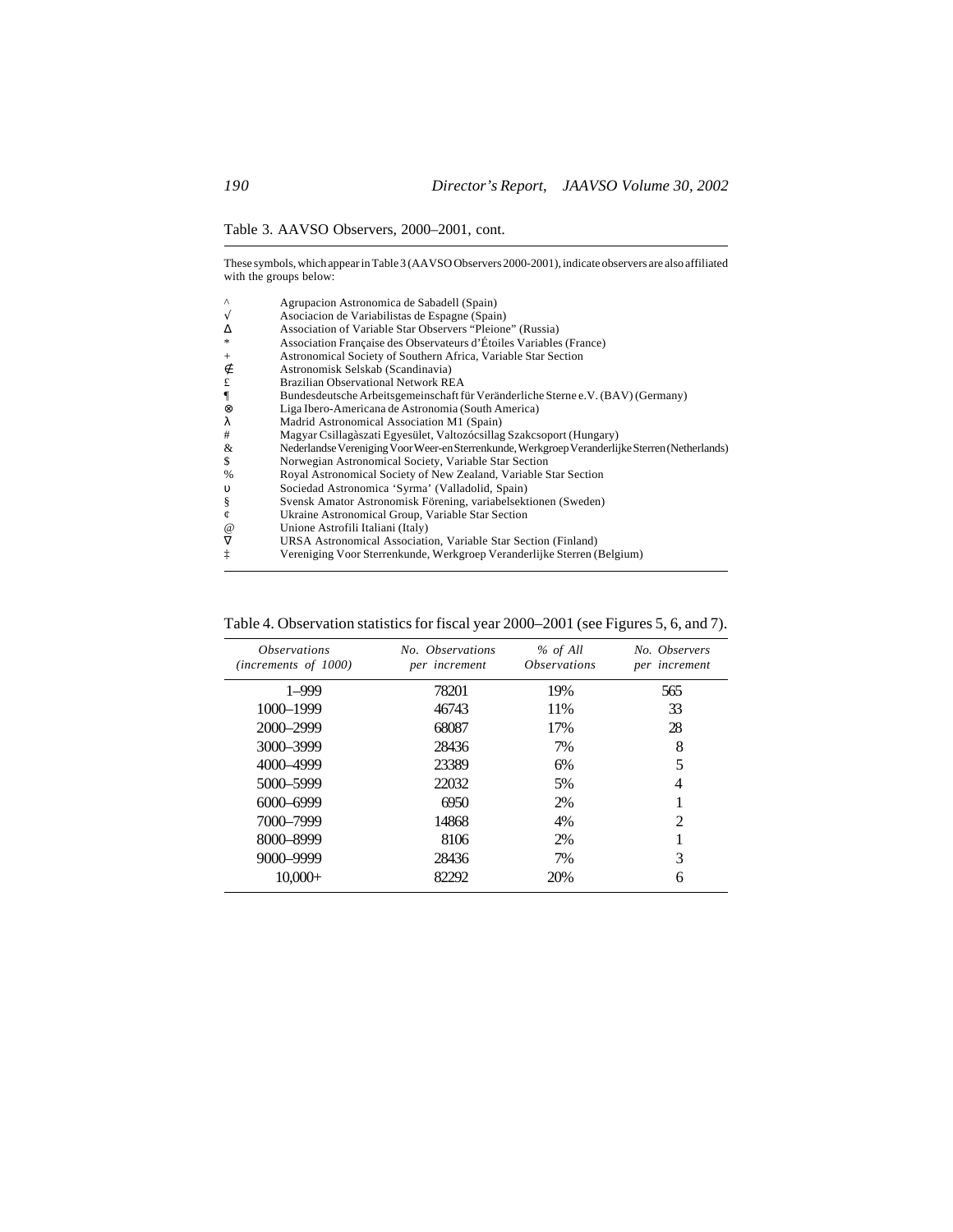Table 3. AAVSO Observers, 2000–2001, cont.

These symbols, which appear in Table 3 (AAVSO Observers 2000-2001), indicate observers are also affiliated with the groups below:

| | |
|---|---|
| ^ | Agrupacion Astronomica de Sabadell (Spain) |
| √ | Asociacion de Variabilistas de Espagne (Spain) |
| Δ | Association of Variable Star Observers "Pleione" (Russia) |
| * | Association Française des Observateurs d'Étoiles Variables (France) |
| + | Astronomical Society of Southern Africa, Variable Star Section |
| ∉ | Astronomisk Selskab (Scandinavia) |
| £ | Brazilian Observational Network REA |
| ¶ | Bundesdeutsche Arbeitsgemeinschaft für Veränderliche Sterne e.V. (BAV) (Germany) |
| ⊗ | Liga Ibero-Americana de Astronomia (South America) |
| λ | Madrid Astronomical Association M1 (Spain) |
| # | Magyar Csillagàszati Egyesület, Valtozócsillag Szakcsoport (Hungary) |
| & | Nederlandse Vereniging Voor Weer-en Sterrenkunde, Werkgroep Veranderlijke Sterren (Netherlands) |
| $ | Norwegian Astronomical Society, Variable Star Section |
| % | Royal Astronomical Society of New Zealand, Variable Star Section |
| υ | Sociedad Astronomica 'Syrma' (Valladolid, Spain) |
| § | Svensk Amator Astronomisk Förening, variabelsektionen (Sweden) |
| ¢ | Ukraine Astronomical Group, Variable Star Section |
| @ | Unione Astrofili Italiani (Italy) |
| ∇ | URSA Astronomical Association, Variable Star Section (Finland) |
| ‡ | Vereniging Voor Sterrenkunde, Werkgroep Veranderlijke Sterren (Belgium) |

Table 4. Observation statistics for fiscal year 2000–2001 (see Figures 5, 6, and 7).

| *Observations (increments of 1000)* | *No. Observations per increment* | *% of All Observations* | *No. Observers per increment* |
|---|---|---|---|
| 1–999 | 78201 | 19% | 565 |
| 1000–1999 | 46743 | 11% | 33 |
| 2000–2999 | 68087 | 17% | 28 |
| 3000–3999 | 28436 | 7% | 8 |
| 4000–4999 | 23389 | 6% | 5 |
| 5000–5999 | 22032 | 5% | 4 |
| 6000–6999 | 6950 | 2% | 1 |
| 7000–7999 | 14868 | 4% | 2 |
| 8000–8999 | 8106 | 2% | 1 |
| 9000–9999 | 28436 | 7% | 3 |
| 10,000+ | 82292 | 20% | 6 |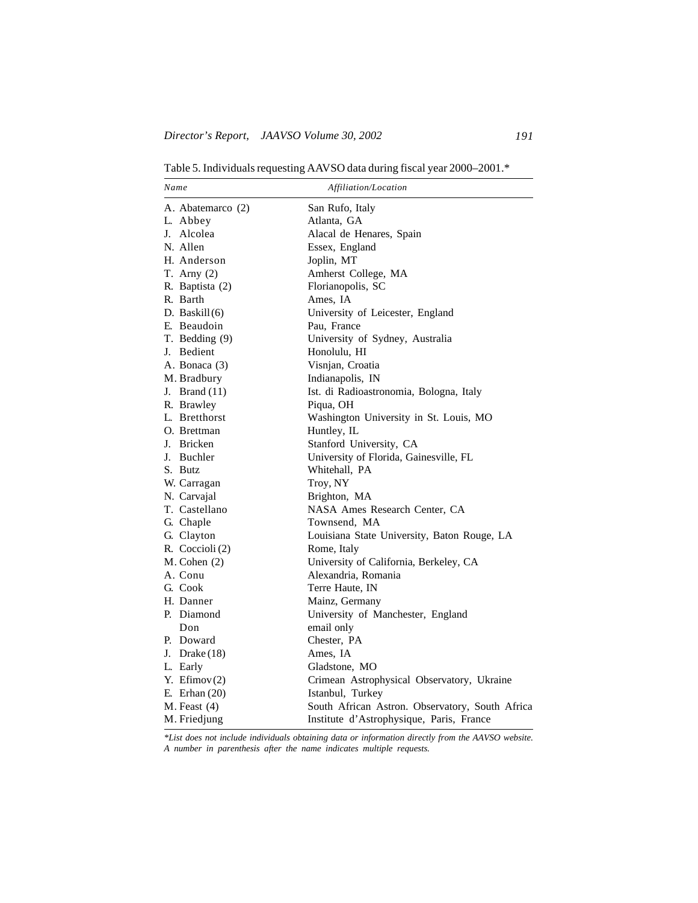Table 5. Individuals requesting AAVSO data during fiscal year 2000–2001.*

| *Name* | *Affiliation/Location* |
|---|---|
| A. Abatemarco (2) | San Rufo, Italy |
| L. Abbey | Atlanta, GA |
| J. Alcolea | Alacal de Henares, Spain |
| N. Allen | Essex, England |
| H. Anderson | Joplin, MT |
| T. Arny (2) | Amherst College, MA |
| R. Baptista (2) | Florianopolis, SC |
| R. Barth | Ames, IA |
| D. Baskill (6) | University of Leicester, England |
| E. Beaudoin | Pau, France |
| T. Bedding (9) | University of Sydney, Australia |
| J. Bedient | Honolulu, HI |
| A. Bonaca (3) | Visnjan, Croatia |
| M. Bradbury | Indianapolis, IN |
| J. Brand (11) | Ist. di Radioastronomia, Bologna, Italy |
| R. Brawley | Piqua, OH |
| L. Bretthorst | Washington University in St. Louis, MO |
| O. Brettman | Huntley, IL |
| J. Bricken | Stanford University, CA |
| J. Buchler | University of Florida, Gainesville, FL |
| S. Butz | Whitehall, PA |
| W. Carragan | Troy, NY |
| N. Carvajal | Brighton, MA |
| T. Castellano | NASA Ames Research Center, CA |
| G. Chaple | Townsend, MA |
| G. Clayton | Louisiana State University, Baton Rouge, LA |
| R. Coccioli (2) | Rome, Italy |
| M. Cohen (2) | University of California, Berkeley, CA |
| A. Conu | Alexandria, Romania |
| G. Cook | Terre Haute, IN |
| H. Danner | Mainz, Germany |
| P. Diamond | University of Manchester, England |
| Don | email only |
| P. Doward | Chester, PA |
| J. Drake (18) | Ames, IA |
| L. Early | Gladstone, MO |
| Y. Efimov (2) | Crimean Astrophysical Observatory, Ukraine |
| E. Erhan (20) | Istanbul, Turkey |
| M. Feast (4) | South African Astron. Observatory, South Africa |
| M. Friedjung | Institute d'Astrophysique, Paris, France |

*\*List does not include individuals obtaining data or information directly from the AAVSO website. A number in parenthesis after the name indicates multiple requests.*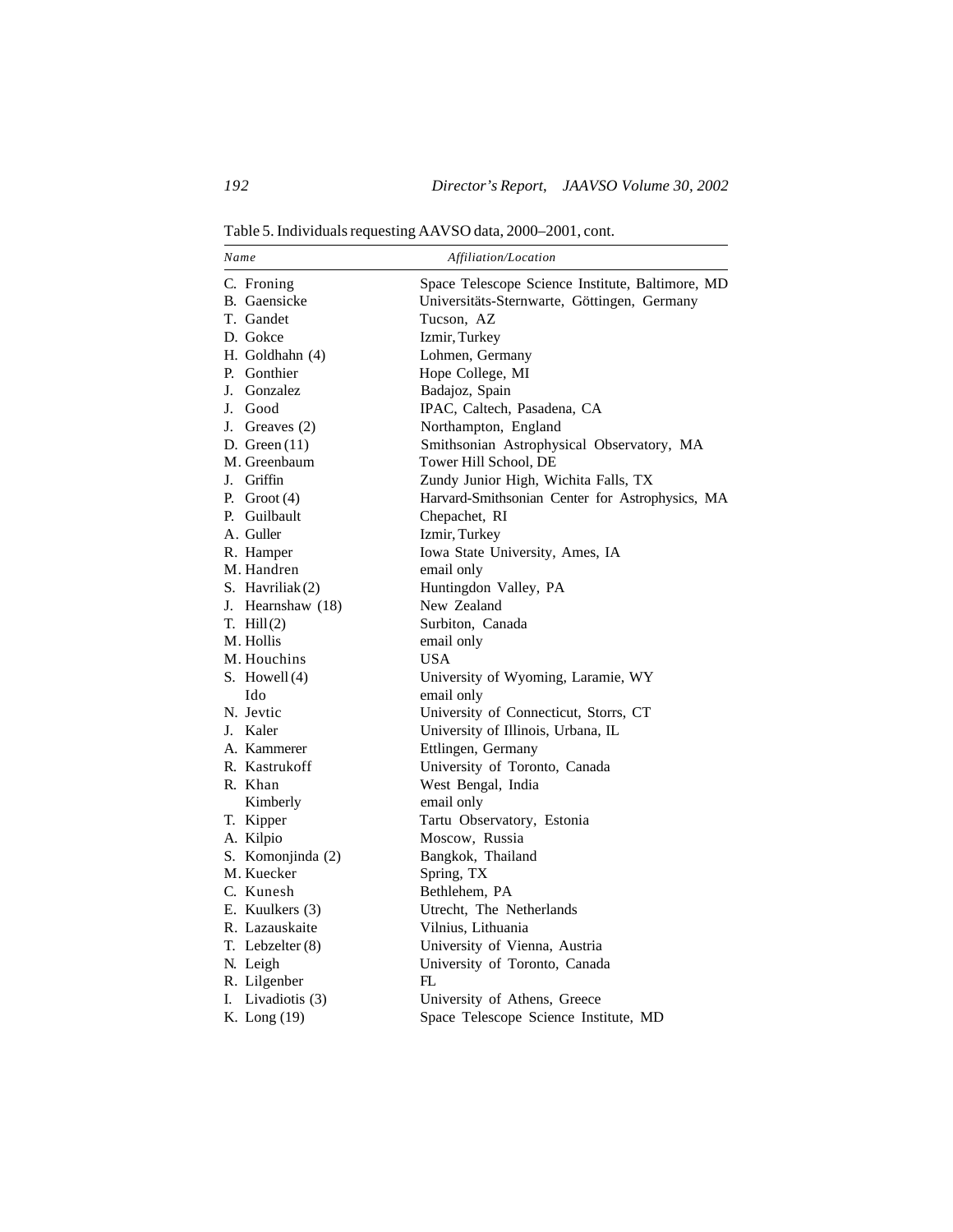Table 5. Individuals requesting AAVSO data, 2000–2001, cont.

| *Name* | *Affiliation/Location* |
|---|---|
| C. Froning | Space Telescope Science Institute, Baltimore, MD |
| B. Gaensicke | Universitäts-Sternwarte, Göttingen, Germany |
| T. Gandet | Tucson, AZ |
| D. Gokce | Izmir, Turkey |
| H. Goldhahn (4) | Lohmen, Germany |
| P. Gonthier | Hope College, MI |
| J. Gonzalez | Badajoz, Spain |
| J. Good | IPAC, Caltech, Pasadena, CA |
| J. Greaves (2) | Northampton, England |
| D. Green (11) | Smithsonian Astrophysical Observatory, MA |
| M. Greenbaum | Tower Hill School, DE |
| J. Griffin | Zundy Junior High, Wichita Falls, TX |
| P. Groot (4) | Harvard-Smithsonian Center for Astrophysics, MA |
| P. Guilbault | Chepachet, RI |
| A. Guller | Izmir, Turkey |
| R. Hamper | Iowa State University, Ames, IA |
| M. Handren | email only |
| S. Havriliak (2) | Huntingdon Valley, PA |
| J. Hearnshaw (18) | New Zealand |
| T. Hill (2) | Surbiton, Canada |
| M. Hollis | email only |
| M. Houchins | USA |
| S. Howell (4) | University of Wyoming, Laramie, WY |
| Ido | email only |
| N. Jevtic | University of Connecticut, Storrs, CT |
| J. Kaler | University of Illinois, Urbana, IL |
| A. Kammerer | Ettlingen, Germany |
| R. Kastrukoff | University of Toronto, Canada |
| R. Khan | West Bengal, India |
| Kimberly | email only |
| T. Kipper | Tartu Observatory, Estonia |
| A. Kilpio | Moscow, Russia |
| S. Komonjinda (2) | Bangkok, Thailand |
| M. Kuecker | Spring, TX |
| C. Kunesh | Bethlehem, PA |
| E. Kuulkers (3) | Utrecht, The Netherlands |
| R. Lazauskaite | Vilnius, Lithuania |
| T. Lebzelter (8) | University of Vienna, Austria |
| N. Leigh | University of Toronto, Canada |
| R. Lilgenber | FL |
| I. Livadiotis (3) | University of Athens, Greece |
| K. Long (19) | Space Telescope Science Institute, MD |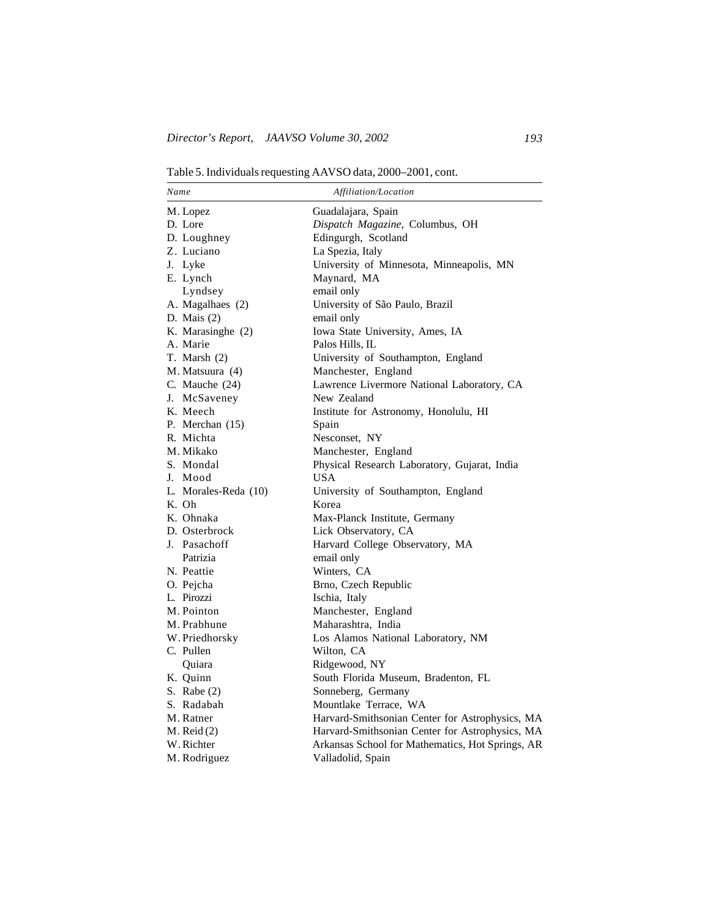Table 5. Individuals requesting AAVSO data, 2000–2001, cont.

| *Name* | *Affiliation/Location* |
|---|---|
| M. Lopez | Guadalajara, Spain |
| D. Lore | *Dispatch Magazine*, Columbus, OH |
| D. Loughney | Edingurgh, Scotland |
| Z. Luciano | La Spezia, Italy |
| J. Lyke | University of Minnesota, Minneapolis, MN |
| E. Lynch | Maynard, MA |
| Lyndsey | email only |
| A. Magalhaes (2) | University of São Paulo, Brazil |
| D. Mais (2) | email only |
| K. Marasinghe (2) | Iowa State University, Ames, IA |
| A. Marie | Palos Hills, IL |
| T. Marsh (2) | University of Southampton, England |
| M. Matsuura (4) | Manchester, England |
| C. Mauche (24) | Lawrence Livermore National Laboratory, CA |
| J. McSaveney | New Zealand |
| K. Meech | Institute for Astronomy, Honolulu, HI |
| P. Merchan (15) | Spain |
| R. Michta | Nesconset, NY |
| M. Mikako | Manchester, England |
| S. Mondal | Physical Research Laboratory, Gujarat, India |
| J. Mood | USA |
| L. Morales-Reda (10) | University of Southampton, England |
| K. Oh | Korea |
| K. Ohnaka | Max-Planck Institute, Germany |
| D. Osterbrock | Lick Observatory, CA |
| J. Pasachoff | Harvard College Observatory, MA |
| Patrizia | email only |
| N. Peattie | Winters, CA |
| O. Pejcha | Brno, Czech Republic |
| L. Pirozzi | Ischia, Italy |
| M. Pointon | Manchester, England |
| M. Prabhune | Maharashtra, India |
| W. Priedhorsky | Los Alamos National Laboratory, NM |
| C. Pullen | Wilton, CA |
| Quiara | Ridgewood, NY |
| K. Quinn | South Florida Museum, Bradenton, FL |
| S. Rabe (2) | Sonneberg, Germany |
| S. Radabah | Mountlake Terrace, WA |
| M. Ratner | Harvard-Smithsonian Center for Astrophysics, MA |
| M. Reid (2) | Harvard-Smithsonian Center for Astrophysics, MA |
| W. Richter | Arkansas School for Mathematics, Hot Springs, AR |
| M. Rodriguez | Valladolid, Spain |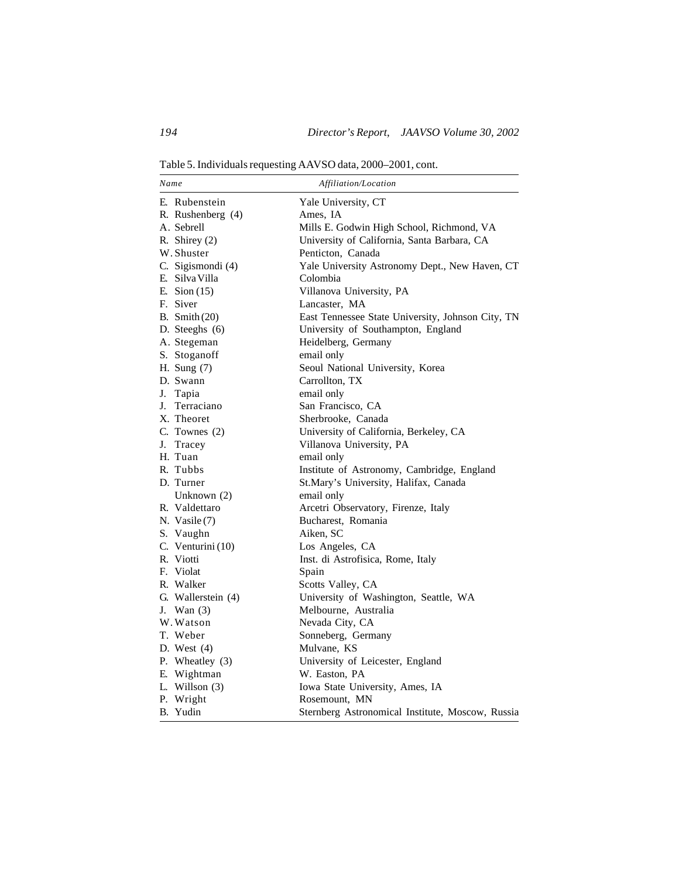Table 5. Individuals requesting AAVSO data, 2000–2001, cont.

| *Name* | *Affiliation/Location* |
|---|---|
| E. Rubenstein | Yale University, CT |
| R. Rushenberg (4) | Ames, IA |
| A. Sebrell | Mills E. Godwin High School, Richmond, VA |
| R. Shirey (2) | University of California, Santa Barbara, CA |
| W. Shuster | Penticton, Canada |
| C. Sigismondi (4) | Yale University Astronomy Dept., New Haven, CT |
| E. Silva Villa | Colombia |
| E. Sion (15) | Villanova University, PA |
| F. Siver | Lancaster, MA |
| B. Smith (20) | East Tennessee State University, Johnson City, TN |
| D. Steeghs (6) | University of Southampton, England |
| A. Stegeman | Heidelberg, Germany |
| S. Stoganoff | email only |
| H. Sung (7) | Seoul National University, Korea |
| D. Swann | Carrollton, TX |
| J. Tapia | email only |
| J. Terraciano | San Francisco, CA |
| X. Theoret | Sherbrooke, Canada |
| C. Townes (2) | University of California, Berkeley, CA |
| J. Tracey | Villanova University, PA |
| H. Tuan | email only |
| R. Tubbs | Institute of Astronomy, Cambridge, England |
| D. Turner | St.Mary's University, Halifax, Canada |
| Unknown (2) | email only |
| R. Valdettaro | Arcetri Observatory, Firenze, Italy |
| N. Vasile (7) | Bucharest, Romania |
| S. Vaughn | Aiken, SC |
| C. Venturini (10) | Los Angeles, CA |
| R. Viotti | Inst. di Astrofisica, Rome, Italy |
| F. Violat | Spain |
| R. Walker | Scotts Valley, CA |
| G. Wallerstein (4) | University of Washington, Seattle, WA |
| J. Wan (3) | Melbourne, Australia |
| W. Watson | Nevada City, CA |
| T. Weber | Sonneberg, Germany |
| D. West (4) | Mulvane, KS |
| P. Wheatley (3) | University of Leicester, England |
| E. Wightman | W. Easton, PA |
| L. Willson (3) | Iowa State University, Ames, IA |
| P. Wright | Rosemount, MN |
| B. Yudin | Sternberg Astronomical Institute, Moscow, Russia |